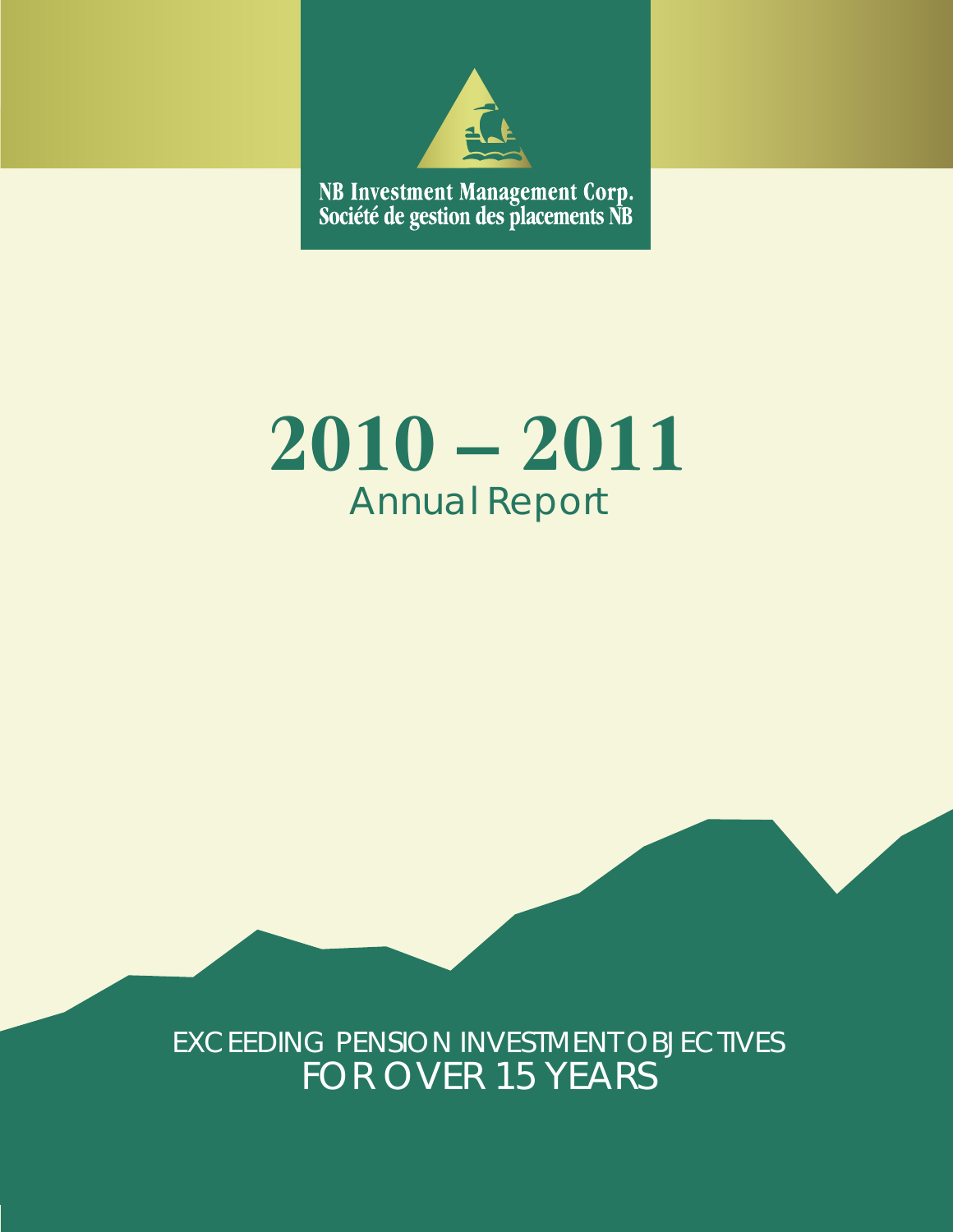NB Investment Management Corp.
Société de gestion des placements NB

# 2010 – 2011
## Annual Report

EXCEEDING PENSION INVESTMENT OBJECTIVES
FOR OVER 15 YEARS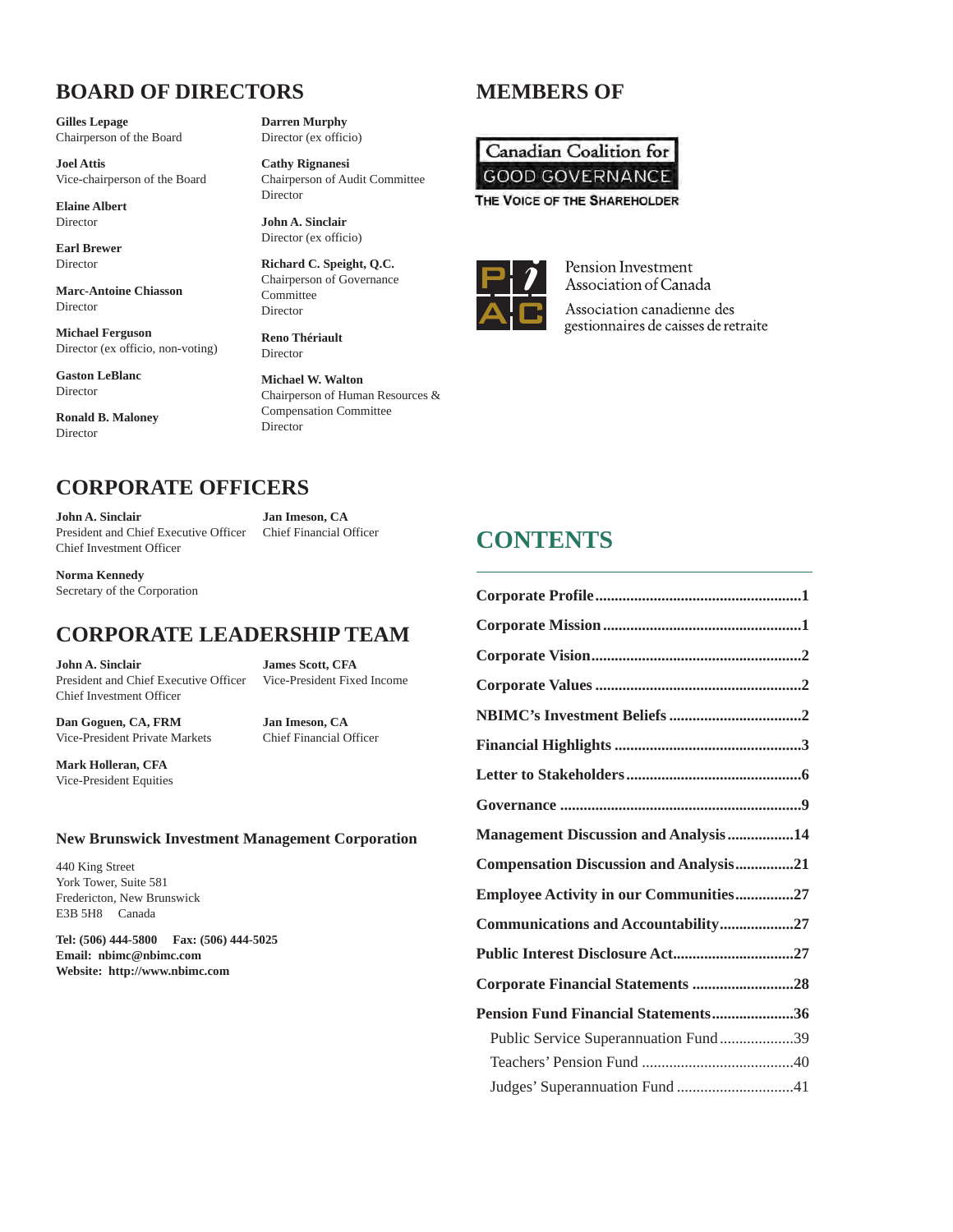## BOARD OF DIRECTORS

**Gilles Lepage**
Chairperson of the Board

**Joel Attis**
Vice-chairperson of the Board

**Elaine Albert**
Director

**Earl Brewer**
Director

**Marc-Antoine Chiasson**
Director

**Michael Ferguson**
Director (ex officio, non-voting)

**Gaston LeBlanc**
Director

**Ronald B. Maloney**
Director

**Darren Murphy**
Director (ex officio)

**Cathy Rignanesi**
Chairperson of Audit Committee
Director

**John A. Sinclair**
Director (ex officio)

**Richard C. Speight, Q.C.**
Chairperson of Governance Committee
Director

**Reno Thériault**
Director

**Michael W. Walton**
Chairperson of Human Resources & Compensation Committee
Director

## CORPORATE OFFICERS

**John A. Sinclair**
President and Chief Executive Officer
Chief Investment Officer

**Jan Imeson, CA**
Chief Financial Officer

**Norma Kennedy**
Secretary of the Corporation

## CORPORATE LEADERSHIP TEAM

**John A. Sinclair**
President and Chief Executive Officer
Chief Investment Officer

**James Scott, CFA**
Vice-President Fixed Income

**Dan Goguen, CA, FRM**
Vice-President Private Markets

**Jan Imeson, CA**
Chief Financial Officer

**Mark Holleran, CFA**
Vice-President Equities

**New Brunswick Investment Management Corporation**

440 King Street
York Tower, Suite 581
Fredericton, New Brunswick
E3B 5H8 Canada

**Tel: (506) 444-5800 Fax: (506) 444-5025**
**Email: nbimc@nbimc.com**
**Website: http://www.nbimc.com**

## MEMBERS OF

Canadian Coalition for GOOD GOVERNANCE
THE VOICE OF THE SHAREHOLDER

Pension Investment Association of Canada
Association canadienne des gestionnaires de caisses de retraite

## CONTENTS

**Corporate Profile** .......... 1
**Corporate Mission** .......... 1
**Corporate Vision** .......... 2
**Corporate Values** .......... 2
**NBIMC's Investment Beliefs** .......... 2
**Financial Highlights** .......... 3
**Letter to Stakeholders** .......... 6
**Governance** .......... 9
**Management Discussion and Analysis** .......... 14
**Compensation Discussion and Analysis** .......... 21
**Employee Activity in our Communities** .......... 27
**Communications and Accountability** .......... 27
**Public Interest Disclosure Act** .......... 27
**Corporate Financial Statements** .......... 28
**Pension Fund Financial Statements** .......... 36
- Public Service Superannuation Fund .......... 39
- Teachers' Pension Fund .......... 40
- Judges' Superannuation Fund .......... 41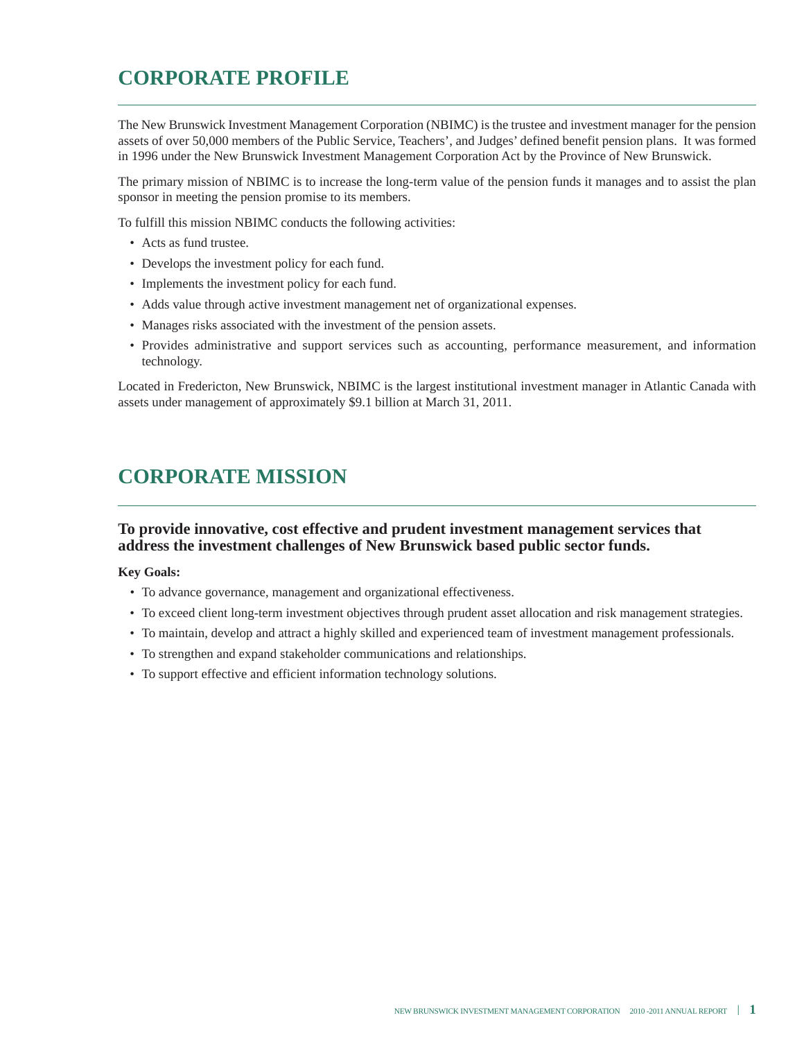# CORPORATE PROFILE

The New Brunswick Investment Management Corporation (NBIMC) is the trustee and investment manager for the pension assets of over 50,000 members of the Public Service, Teachers', and Judges' defined benefit pension plans. It was formed in 1996 under the New Brunswick Investment Management Corporation Act by the Province of New Brunswick.

The primary mission of NBIMC is to increase the long-term value of the pension funds it manages and to assist the plan sponsor in meeting the pension promise to its members.

To fulfill this mission NBIMC conducts the following activities:

- Acts as fund trustee.
- Develops the investment policy for each fund.
- Implements the investment policy for each fund.
- Adds value through active investment management net of organizational expenses.
- Manages risks associated with the investment of the pension assets.
- Provides administrative and support services such as accounting, performance measurement, and information technology.

Located in Fredericton, New Brunswick, NBIMC is the largest institutional investment manager in Atlantic Canada with assets under management of approximately $9.1 billion at March 31, 2011.

# CORPORATE MISSION

**To provide innovative, cost effective and prudent investment management services that address the investment challenges of New Brunswick based public sector funds.**

**Key Goals:**

- To advance governance, management and organizational effectiveness.
- To exceed client long-term investment objectives through prudent asset allocation and risk management strategies.
- To maintain, develop and attract a highly skilled and experienced team of investment management professionals.
- To strengthen and expand stakeholder communications and relationships.
- To support effective and efficient information technology solutions.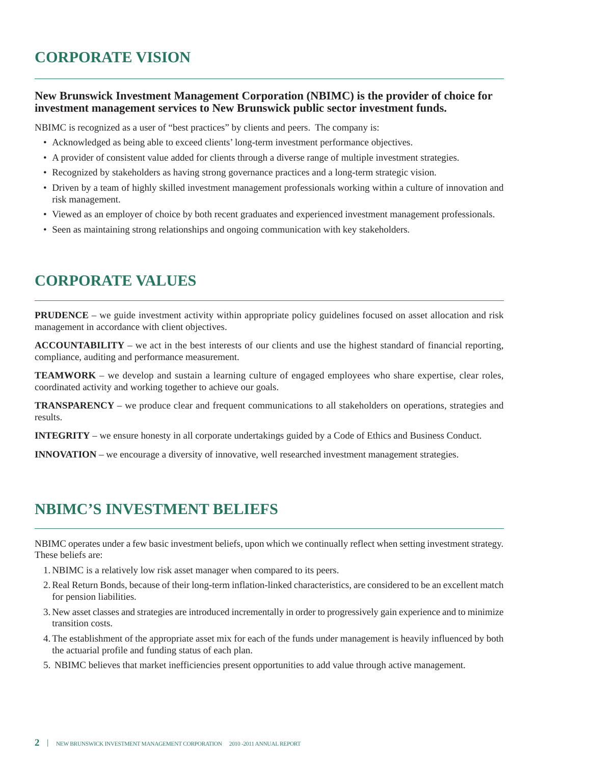## CORPORATE VISION

**New Brunswick Investment Management Corporation (NBIMC) is the provider of choice for investment management services to New Brunswick public sector investment funds.**

NBIMC is recognized as a user of "best practices" by clients and peers. The company is:

- Acknowledged as being able to exceed clients' long-term investment performance objectives.
- A provider of consistent value added for clients through a diverse range of multiple investment strategies.
- Recognized by stakeholders as having strong governance practices and a long-term strategic vision.
- Driven by a team of highly skilled investment management professionals working within a culture of innovation and risk management.
- Viewed as an employer of choice by both recent graduates and experienced investment management professionals.
- Seen as maintaining strong relationships and ongoing communication with key stakeholders.

## CORPORATE VALUES

**PRUDENCE** – we guide investment activity within appropriate policy guidelines focused on asset allocation and risk management in accordance with client objectives.

**ACCOUNTABILITY** – we act in the best interests of our clients and use the highest standard of financial reporting, compliance, auditing and performance measurement.

**TEAMWORK** – we develop and sustain a learning culture of engaged employees who share expertise, clear roles, coordinated activity and working together to achieve our goals.

**TRANSPARENCY** – we produce clear and frequent communications to all stakeholders on operations, strategies and results.

**INTEGRITY** – we ensure honesty in all corporate undertakings guided by a Code of Ethics and Business Conduct.

**INNOVATION** – we encourage a diversity of innovative, well researched investment management strategies.

## NBIMC'S INVESTMENT BELIEFS

NBIMC operates under a few basic investment beliefs, upon which we continually reflect when setting investment strategy. These beliefs are:

1. NBIMC is a relatively low risk asset manager when compared to its peers.
2. Real Return Bonds, because of their long-term inflation-linked characteristics, are considered to be an excellent match for pension liabilities.
3. New asset classes and strategies are introduced incrementally in order to progressively gain experience and to minimize transition costs.
4. The establishment of the appropriate asset mix for each of the funds under management is heavily influenced by both the actuarial profile and funding status of each plan.
5. NBIMC believes that market inefficiencies present opportunities to add value through active management.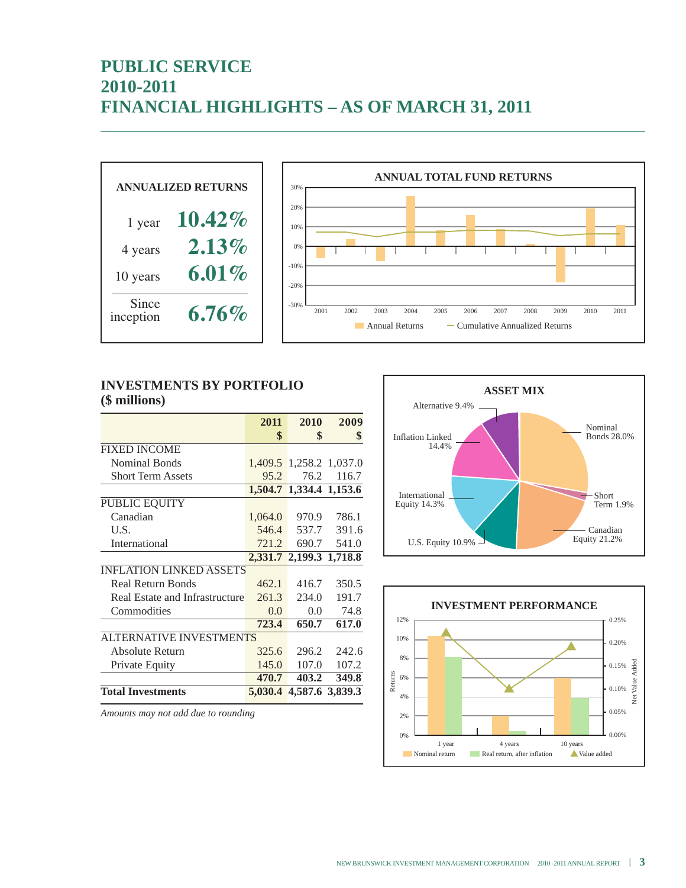# PUBLIC SERVICE
# 2010-2011
# FINANCIAL HIGHLIGHTS – AS OF MARCH 31, 2011

## ANNUALIZED RETURNS

| | |
|---|---|
| 1 year | 10.42% |
| 4 years | 2.13% |
| 10 years | 6.01% |
| Since inception | 6.76% |

**ANNUAL TOTAL FUND RETURNS**

Annual Returns — Cumulative Annualized Returns

## INVESTMENTS BY PORTFOLIO
## ($ millions)

| | 2011 $ | 2010 $ | 2009 $ |
|---|---|---|---|
| FIXED INCOME | | | |
| Nominal Bonds | 1,409.5 | 1,258.2 | 1,037.0 |
| Short Term Assets | 95.2 | 76.2 | 116.7 |
| | **1,504.7** | **1,334.4** | **1,153.6** |
| PUBLIC EQUITY | | | |
| Canadian | 1,064.0 | 970.9 | 786.1 |
| U.S. | 546.4 | 537.7 | 391.6 |
| International | 721.2 | 690.7 | 541.0 |
| | **2,331.7** | **2,199.3** | **1,718.8** |
| INFLATION LINKED ASSETS | | | |
| Real Return Bonds | 462.1 | 416.7 | 350.5 |
| Real Estate and Infrastructure | 261.3 | 234.0 | 191.7 |
| Commodities | 0.0 | 0.0 | 74.8 |
| | **723.4** | **650.7** | **617.0** |
| ALTERNATIVE INVESTMENTS | | | |
| Absolute Return | 325.6 | 296.2 | 242.6 |
| Private Equity | 145.0 | 107.0 | 107.2 |
| | **470.7** | **403.2** | **349.8** |
| **Total Investments** | **5,030.4** | **4,587.6** | **3,839.3** |

*Amounts may not add due to rounding*

**ASSET MIX**

Nominal Bonds 28.0%; Short Term 1.9%; Canadian Equity 21.2%; U.S. Equity 10.9%; International Equity 14.3%; Inflation Linked 14.4%; Alternative 9.4%

**INVESTMENT PERFORMANCE**

Nominal return — Real return, after inflation — Value added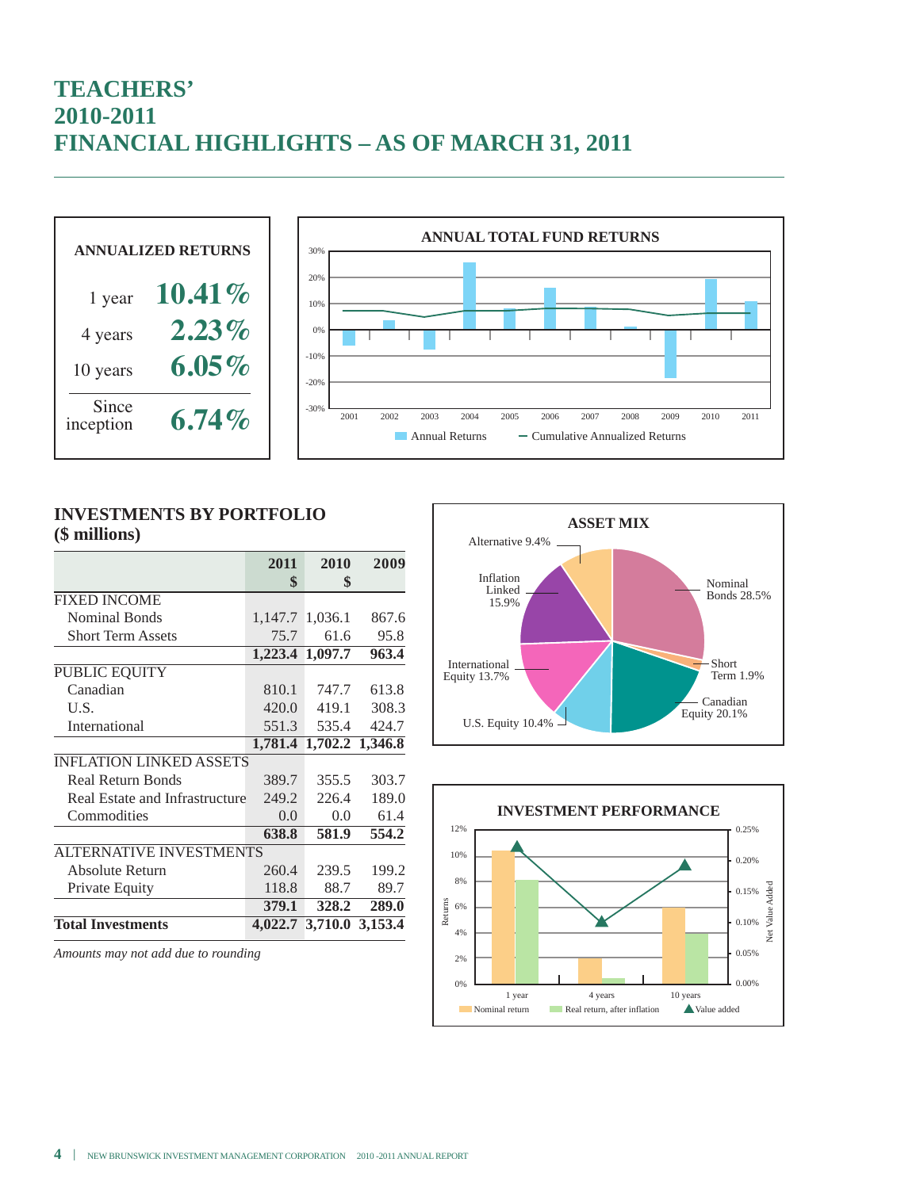# TEACHERS'
# 2010-2011
# FINANCIAL HIGHLIGHTS – AS OF MARCH 31, 2011

**ANNUALIZED RETURNS**

| | |
|---|---|
| 1 year | **10.41%** |
| 4 years | **2.23%** |
| 10 years | **6.05%** |
| Since inception | **6.74%** |

**ANNUAL TOTAL FUND RETURNS**

Annual Returns — Cumulative Annualized Returns

## INVESTMENTS BY PORTFOLIO
## ($ millions)

| | 2011 $ | 2010 $ | 2009 |
|---|---|---|---|
| FIXED INCOME | | | |
| Nominal Bonds | 1,147.7 | 1,036.1 | 867.6 |
| Short Term Assets | 75.7 | 61.6 | 95.8 |
| | **1,223.4** | **1,097.7** | **963.4** |
| PUBLIC EQUITY | | | |
| Canadian | 810.1 | 747.7 | 613.8 |
| U.S. | 420.0 | 419.1 | 308.3 |
| International | 551.3 | 535.4 | 424.7 |
| | **1,781.4** | **1,702.2** | **1,346.8** |
| INFLATION LINKED ASSETS | | | |
| Real Return Bonds | 389.7 | 355.5 | 303.7 |
| Real Estate and Infrastructure | 249.2 | 226.4 | 189.0 |
| Commodities | 0.0 | 0.0 | 61.4 |
| | **638.8** | **581.9** | **554.2** |
| ALTERNATIVE INVESTMENTS | | | |
| Absolute Return | 260.4 | 239.5 | 199.2 |
| Private Equity | 118.8 | 88.7 | 89.7 |
| | **379.1** | **328.2** | **289.0** |
| **Total Investments** | **4,022.7** | **3,710.0** | **3,153.4** |

*Amounts may not add due to rounding*

**ASSET MIX**

- Nominal Bonds 28.5%
- Short Term 1.9%
- Canadian Equity 20.1%
- U.S. Equity 10.4%
- International Equity 13.7%
- Inflation Linked 15.9%
- Alternative 9.4%

**INVESTMENT PERFORMANCE**

Nominal return — Real return, after inflation — Value added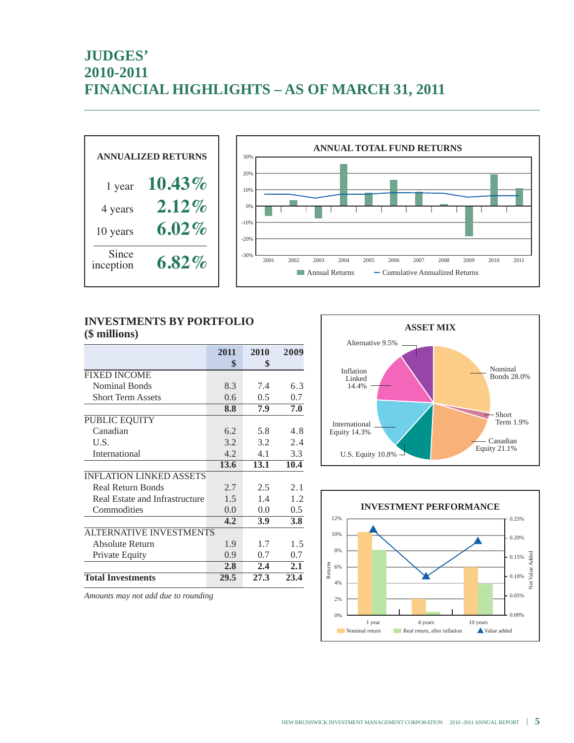# JUDGES' 2010-2011 FINANCIAL HIGHLIGHTS – AS OF MARCH 31, 2011

## ANNUALIZED RETURNS

| | |
|---|---|
| 1 year | 10.43% |
| 4 years | 2.12% |
| 10 years | 6.02% |
| Since inception | 6.82% |

## ANNUAL TOTAL FUND RETURNS

Annual Returns — Cumulative Annualized Returns

## INVESTMENTS BY PORTFOLIO ($ millions)

| | 2011 $ | 2010 $ | 2009 |
|---|---|---|---|
| FIXED INCOME | | | |
| Nominal Bonds | 8.3 | 7.4 | 6.3 |
| Short Term Assets | 0.6 | 0.5 | 0.7 |
| | **8.8** | **7.9** | **7.0** |
| PUBLIC EQUITY | | | |
| Canadian | 6.2 | 5.8 | 4.8 |
| U.S. | 3.2 | 3.2 | 2.4 |
| International | 4.2 | 4.1 | 3.3 |
| | **13.6** | **13.1** | **10.4** |
| INFLATION LINKED ASSETS | | | |
| Real Return Bonds | 2.7 | 2.5 | 2.1 |
| Real Estate and Infrastructure | 1.5 | 1.4 | 1.2 |
| Commodities | 0.0 | 0.0 | 0.5 |
| | **4.2** | **3.9** | **3.8** |
| ALTERNATIVE INVESTMENTS | | | |
| Absolute Return | 1.9 | 1.7 | 1.5 |
| Private Equity | 0.9 | 0.7 | 0.7 |
| | **2.8** | **2.4** | **2.1** |
| **Total Investments** | **29.5** | **27.3** | **23.4** |

*Amounts may not add due to rounding*

## ASSET MIX

- Nominal Bonds 28.0%
- Short Term 1.9%
- Canadian Equity 21.1%
- U.S. Equity 10.8%
- International Equity 14.3%
- Inflation Linked 14.4%
- Alternative 9.5%

## INVESTMENT PERFORMANCE

Nominal return — Real return, after inflation — Value added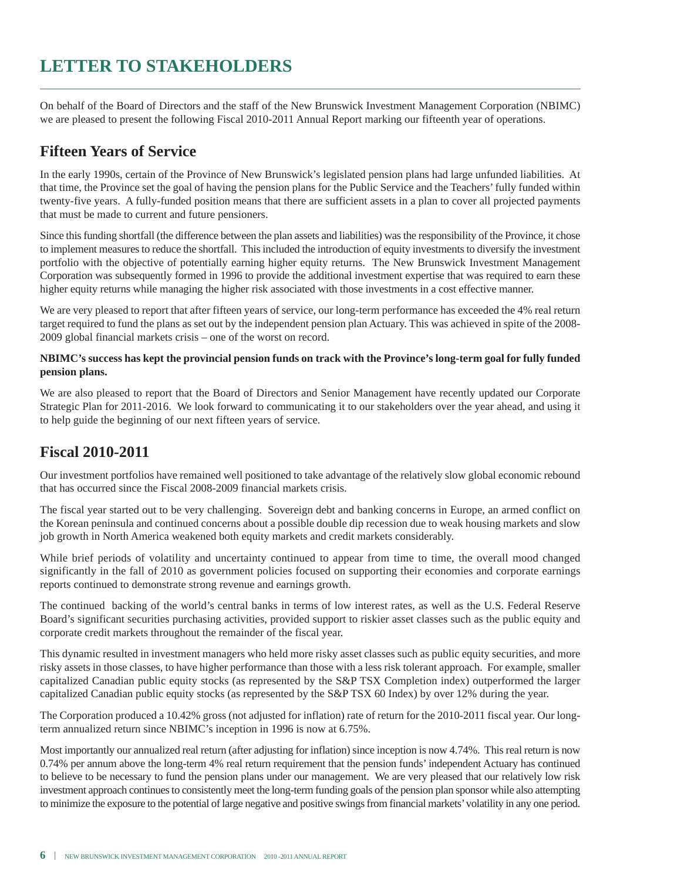# LETTER TO STAKEHOLDERS

On behalf of the Board of Directors and the staff of the New Brunswick Investment Management Corporation (NBIMC) we are pleased to present the following Fiscal 2010-2011 Annual Report marking our fifteenth year of operations.

## Fifteen Years of Service

In the early 1990s, certain of the Province of New Brunswick's legislated pension plans had large unfunded liabilities. At that time, the Province set the goal of having the pension plans for the Public Service and the Teachers' fully funded within twenty-five years. A fully-funded position means that there are sufficient assets in a plan to cover all projected payments that must be made to current and future pensioners.

Since this funding shortfall (the difference between the plan assets and liabilities) was the responsibility of the Province, it chose to implement measures to reduce the shortfall. This included the introduction of equity investments to diversify the investment portfolio with the objective of potentially earning higher equity returns. The New Brunswick Investment Management Corporation was subsequently formed in 1996 to provide the additional investment expertise that was required to earn these higher equity returns while managing the higher risk associated with those investments in a cost effective manner.

We are very pleased to report that after fifteen years of service, our long-term performance has exceeded the 4% real return target required to fund the plans as set out by the independent pension plan Actuary. This was achieved in spite of the 2008-2009 global financial markets crisis – one of the worst on record.

**NBIMC's success has kept the provincial pension funds on track with the Province's long-term goal for fully funded pension plans.**

We are also pleased to report that the Board of Directors and Senior Management have recently updated our Corporate Strategic Plan for 2011-2016. We look forward to communicating it to our stakeholders over the year ahead, and using it to help guide the beginning of our next fifteen years of service.

## Fiscal 2010-2011

Our investment portfolios have remained well positioned to take advantage of the relatively slow global economic rebound that has occurred since the Fiscal 2008-2009 financial markets crisis.

The fiscal year started out to be very challenging. Sovereign debt and banking concerns in Europe, an armed conflict on the Korean peninsula and continued concerns about a possible double dip recession due to weak housing markets and slow job growth in North America weakened both equity markets and credit markets considerably.

While brief periods of volatility and uncertainty continued to appear from time to time, the overall mood changed significantly in the fall of 2010 as government policies focused on supporting their economies and corporate earnings reports continued to demonstrate strong revenue and earnings growth.

The continued backing of the world's central banks in terms of low interest rates, as well as the U.S. Federal Reserve Board's significant securities purchasing activities, provided support to riskier asset classes such as the public equity and corporate credit markets throughout the remainder of the fiscal year.

This dynamic resulted in investment managers who held more risky asset classes such as public equity securities, and more risky assets in those classes, to have higher performance than those with a less risk tolerant approach. For example, smaller capitalized Canadian public equity stocks (as represented by the S&P TSX Completion index) outperformed the larger capitalized Canadian public equity stocks (as represented by the S&P TSX 60 Index) by over 12% during the year.

The Corporation produced a 10.42% gross (not adjusted for inflation) rate of return for the 2010-2011 fiscal year. Our long-term annualized return since NBIMC's inception in 1996 is now at 6.75%.

Most importantly our annualized real return (after adjusting for inflation) since inception is now 4.74%. This real return is now 0.74% per annum above the long-term 4% real return requirement that the pension funds' independent Actuary has continued to believe to be necessary to fund the pension plans under our management. We are very pleased that our relatively low risk investment approach continues to consistently meet the long-term funding goals of the pension plan sponsor while also attempting to minimize the exposure to the potential of large negative and positive swings from financial markets' volatility in any one period.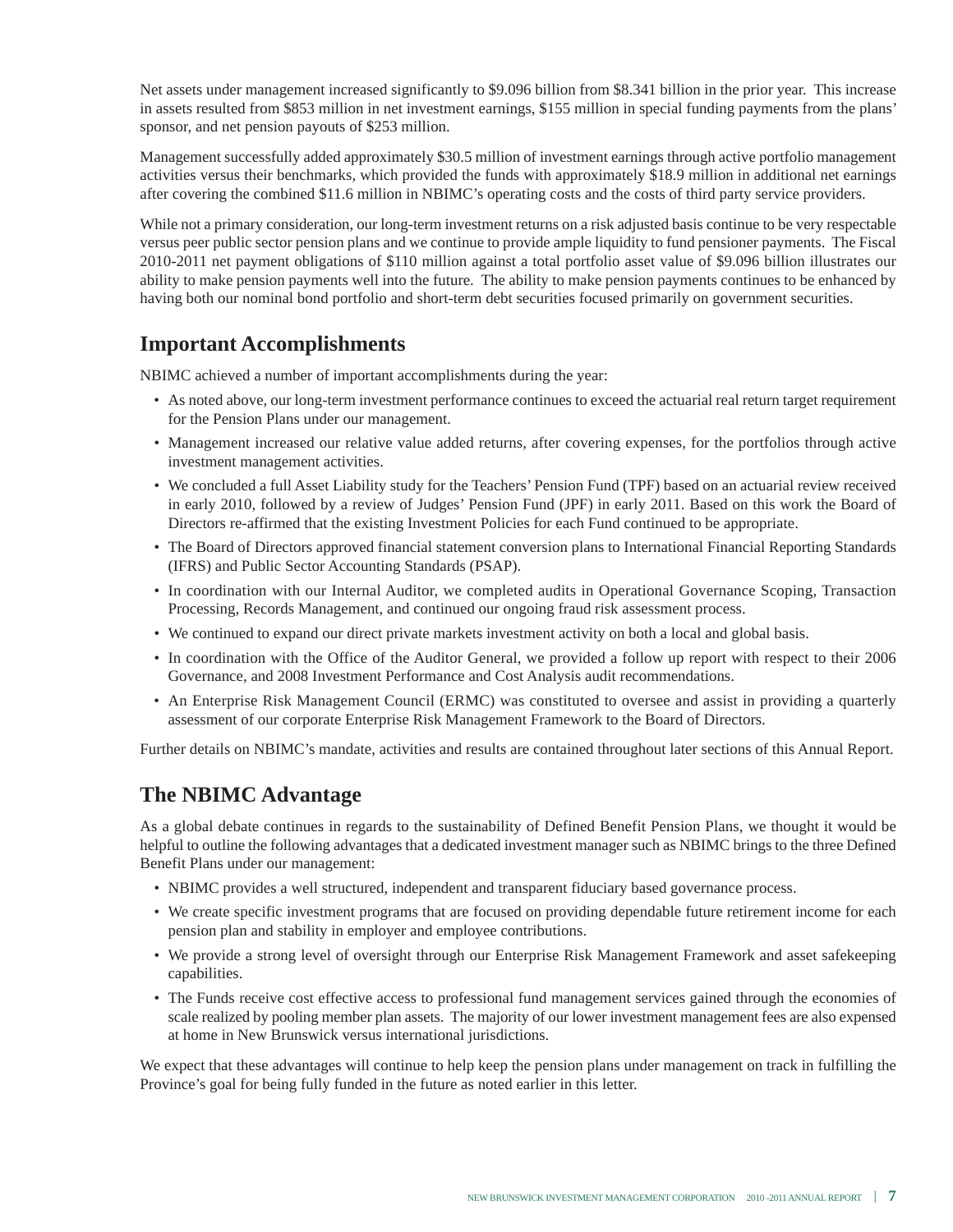Net assets under management increased significantly to $9.096 billion from $8.341 billion in the prior year. This increase in assets resulted from $853 million in net investment earnings, $155 million in special funding payments from the plans' sponsor, and net pension payouts of $253 million.

Management successfully added approximately $30.5 million of investment earnings through active portfolio management activities versus their benchmarks, which provided the funds with approximately $18.9 million in additional net earnings after covering the combined $11.6 million in NBIMC's operating costs and the costs of third party service providers.

While not a primary consideration, our long-term investment returns on a risk adjusted basis continue to be very respectable versus peer public sector pension plans and we continue to provide ample liquidity to fund pensioner payments. The Fiscal 2010-2011 net payment obligations of $110 million against a total portfolio asset value of $9.096 billion illustrates our ability to make pension payments well into the future. The ability to make pension payments continues to be enhanced by having both our nominal bond portfolio and short-term debt securities focused primarily on government securities.

## Important Accomplishments

NBIMC achieved a number of important accomplishments during the year:

- As noted above, our long-term investment performance continues to exceed the actuarial real return target requirement for the Pension Plans under our management.
- Management increased our relative value added returns, after covering expenses, for the portfolios through active investment management activities.
- We concluded a full Asset Liability study for the Teachers' Pension Fund (TPF) based on an actuarial review received in early 2010, followed by a review of Judges' Pension Fund (JPF) in early 2011. Based on this work the Board of Directors re-affirmed that the existing Investment Policies for each Fund continued to be appropriate.
- The Board of Directors approved financial statement conversion plans to International Financial Reporting Standards (IFRS) and Public Sector Accounting Standards (PSAP).
- In coordination with our Internal Auditor, we completed audits in Operational Governance Scoping, Transaction Processing, Records Management, and continued our ongoing fraud risk assessment process.
- We continued to expand our direct private markets investment activity on both a local and global basis.
- In coordination with the Office of the Auditor General, we provided a follow up report with respect to their 2006 Governance, and 2008 Investment Performance and Cost Analysis audit recommendations.
- An Enterprise Risk Management Council (ERMC) was constituted to oversee and assist in providing a quarterly assessment of our corporate Enterprise Risk Management Framework to the Board of Directors.

Further details on NBIMC's mandate, activities and results are contained throughout later sections of this Annual Report.

## The NBIMC Advantage

As a global debate continues in regards to the sustainability of Defined Benefit Pension Plans, we thought it would be helpful to outline the following advantages that a dedicated investment manager such as NBIMC brings to the three Defined Benefit Plans under our management:

- NBIMC provides a well structured, independent and transparent fiduciary based governance process.
- We create specific investment programs that are focused on providing dependable future retirement income for each pension plan and stability in employer and employee contributions.
- We provide a strong level of oversight through our Enterprise Risk Management Framework and asset safekeeping capabilities.
- The Funds receive cost effective access to professional fund management services gained through the economies of scale realized by pooling member plan assets. The majority of our lower investment management fees are also expensed at home in New Brunswick versus international jurisdictions.

We expect that these advantages will continue to help keep the pension plans under management on track in fulfilling the Province's goal for being fully funded in the future as noted earlier in this letter.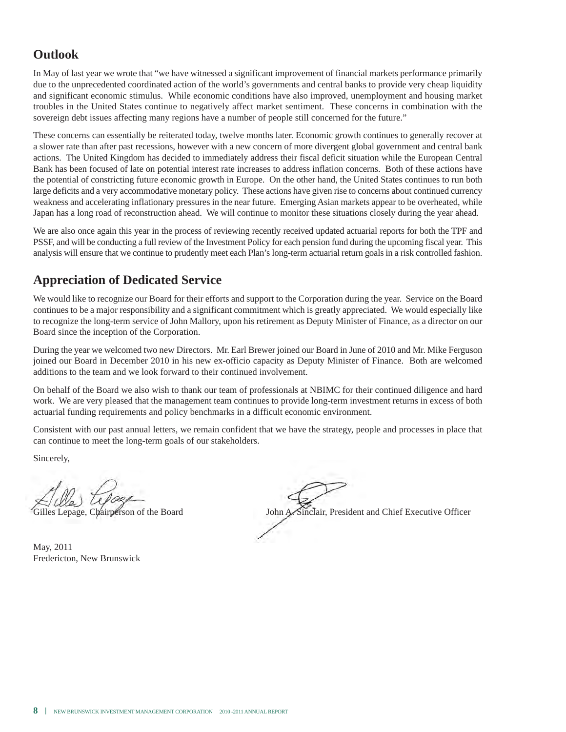## Outlook

In May of last year we wrote that "we have witnessed a significant improvement of financial markets performance primarily due to the unprecedented coordinated action of the world's governments and central banks to provide very cheap liquidity and significant economic stimulus. While economic conditions have also improved, unemployment and housing market troubles in the United States continue to negatively affect market sentiment. These concerns in combination with the sovereign debt issues affecting many regions have a number of people still concerned for the future."

These concerns can essentially be reiterated today, twelve months later. Economic growth continues to generally recover at a slower rate than after past recessions, however with a new concern of more divergent global government and central bank actions. The United Kingdom has decided to immediately address their fiscal deficit situation while the European Central Bank has been focused of late on potential interest rate increases to address inflation concerns. Both of these actions have the potential of constricting future economic growth in Europe. On the other hand, the United States continues to run both large deficits and a very accommodative monetary policy. These actions have given rise to concerns about continued currency weakness and accelerating inflationary pressures in the near future. Emerging Asian markets appear to be overheated, while Japan has a long road of reconstruction ahead. We will continue to monitor these situations closely during the year ahead.

We are also once again this year in the process of reviewing recently received updated actuarial reports for both the TPF and PSSF, and will be conducting a full review of the Investment Policy for each pension fund during the upcoming fiscal year. This analysis will ensure that we continue to prudently meet each Plan's long-term actuarial return goals in a risk controlled fashion.

## Appreciation of Dedicated Service

We would like to recognize our Board for their efforts and support to the Corporation during the year. Service on the Board continues to be a major responsibility and a significant commitment which is greatly appreciated. We would especially like to recognize the long-term service of John Mallory, upon his retirement as Deputy Minister of Finance, as a director on our Board since the inception of the Corporation.

During the year we welcomed two new Directors. Mr. Earl Brewer joined our Board in June of 2010 and Mr. Mike Ferguson joined our Board in December 2010 in his new ex-officio capacity as Deputy Minister of Finance. Both are welcomed additions to the team and we look forward to their continued involvement.

On behalf of the Board we also wish to thank our team of professionals at NBIMC for their continued diligence and hard work. We are very pleased that the management team continues to provide long-term investment returns in excess of both actuarial funding requirements and policy benchmarks in a difficult economic environment.

Consistent with our past annual letters, we remain confident that we have the strategy, people and processes in place that can continue to meet the long-term goals of our stakeholders.

Sincerely,

Gilles Lepage, Chairperson of the Board

John A. Sinclair, President and Chief Executive Officer

May, 2011
Fredericton, New Brunswick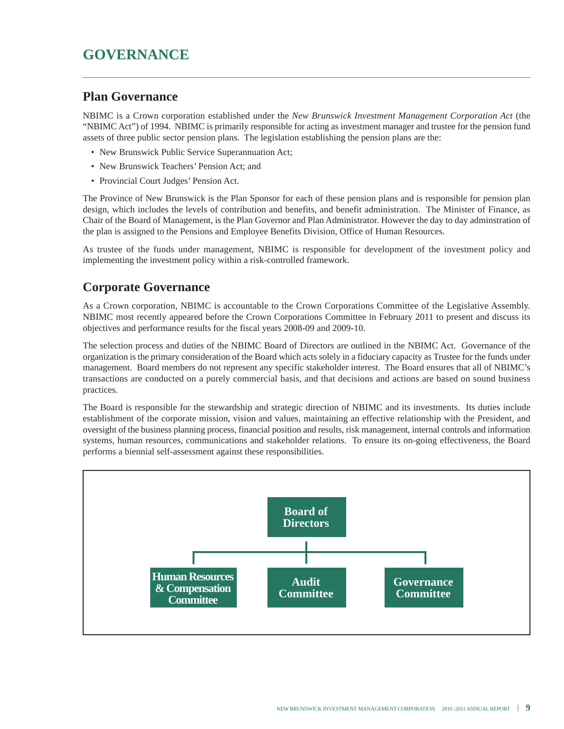# GOVERNANCE

## Plan Governance

NBIMC is a Crown corporation established under the *New Brunswick Investment Management Corporation Act* (the "NBIMC Act") of 1994. NBIMC is primarily responsible for acting as investment manager and trustee for the pension fund assets of three public sector pension plans. The legislation establishing the pension plans are the:

- New Brunswick Public Service Superannuation Act;
- New Brunswick Teachers' Pension Act; and
- Provincial Court Judges' Pension Act.

The Province of New Brunswick is the Plan Sponsor for each of these pension plans and is responsible for pension plan design, which includes the levels of contribution and benefits, and benefit administration. The Minister of Finance, as Chair of the Board of Management, is the Plan Governor and Plan Administrator. However the day to day adminstration of the plan is assigned to the Pensions and Employee Benefits Division, Office of Human Resources.

As trustee of the funds under management, NBIMC is responsible for development of the investment policy and implementing the investment policy within a risk-controlled framework.

## Corporate Governance

As a Crown corporation, NBIMC is accountable to the Crown Corporations Committee of the Legislative Assembly. NBIMC most recently appeared before the Crown Corporations Committee in February 2011 to present and discuss its objectives and performance results for the fiscal years 2008-09 and 2009-10.

The selection process and duties of the NBIMC Board of Directors are outlined in the NBIMC Act. Governance of the organization is the primary consideration of the Board which acts solely in a fiduciary capacity as Trustee for the funds under management. Board members do not represent any specific stakeholder interest. The Board ensures that all of NBIMC's transactions are conducted on a purely commercial basis, and that decisions and actions are based on sound business practices.

The Board is responsible for the stewardship and strategic direction of NBIMC and its investments. Its duties include establishment of the corporate mission, vision and values, maintaining an effective relationship with the President, and oversight of the business planning process, financial position and results, risk management, internal controls and information systems, human resources, communications and stakeholder relations. To ensure its on-going effectiveness, the Board performs a biennial self-assessment against these responsibilities.

**Board of Directors**

- **Human Resources & Compensation Committee**
- **Audit Committee**
- **Governance Committee**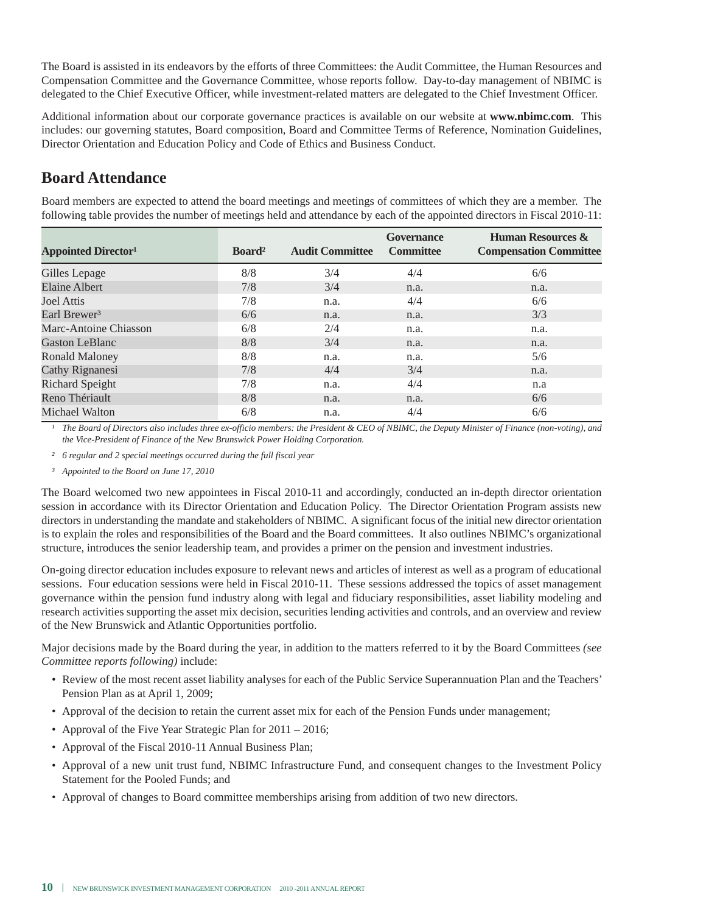The Board is assisted in its endeavors by the efforts of three Committees: the Audit Committee, the Human Resources and Compensation Committee and the Governance Committee, whose reports follow. Day-to-day management of NBIMC is delegated to the Chief Executive Officer, while investment-related matters are delegated to the Chief Investment Officer.

Additional information about our corporate governance practices is available on our website at **www.nbimc.com**. This includes: our governing statutes, Board composition, Board and Committee Terms of Reference, Nomination Guidelines, Director Orientation and Education Policy and Code of Ethics and Business Conduct.

## Board Attendance

Board members are expected to attend the board meetings and meetings of committees of which they are a member. The following table provides the number of meetings held and attendance by each of the appointed directors in Fiscal 2010-11:

| Appointed Director[1] | Board[2] | Audit Committee | Governance Committee | Human Resources & Compensation Committee |
|---|---|---|---|---|
| Gilles Lepage | 8/8 | 3/4 | 4/4 | 6/6 |
| Elaine Albert | 7/8 | 3/4 | n.a. | n.a. |
| Joel Attis | 7/8 | n.a. | 4/4 | 6/6 |
| Earl Brewer[3] | 6/6 | n.a. | n.a. | 3/3 |
| Marc-Antoine Chiasson | 6/8 | 2/4 | n.a. | n.a. |
| Gaston LeBlanc | 8/8 | 3/4 | n.a. | n.a. |
| Ronald Maloney | 8/8 | n.a. | n.a. | 5/6 |
| Cathy Rignanesi | 7/8 | 4/4 | 3/4 | n.a. |
| Richard Speight | 7/8 | n.a. | 4/4 | n.a |
| Reno Thériault | 8/8 | n.a. | n.a. | 6/6 |
| Michael Walton | 6/8 | n.a. | 4/4 | 6/6 |

[1] *The Board of Directors also includes three ex-officio members: the President & CEO of NBIMC, the Deputy Minister of Finance (non-voting), and the Vice-President of Finance of the New Brunswick Power Holding Corporation.*

[2] *6 regular and 2 special meetings occurred during the full fiscal year*

[3] *Appointed to the Board on June 17, 2010*

The Board welcomed two new appointees in Fiscal 2010-11 and accordingly, conducted an in-depth director orientation session in accordance with its Director Orientation and Education Policy. The Director Orientation Program assists new directors in understanding the mandate and stakeholders of NBIMC. A significant focus of the initial new director orientation is to explain the roles and responsibilities of the Board and the Board committees. It also outlines NBIMC's organizational structure, introduces the senior leadership team, and provides a primer on the pension and investment industries.

On-going director education includes exposure to relevant news and articles of interest as well as a program of educational sessions. Four education sessions were held in Fiscal 2010-11. These sessions addressed the topics of asset management governance within the pension fund industry along with legal and fiduciary responsibilities, asset liability modeling and research activities supporting the asset mix decision, securities lending activities and controls, and an overview and review of the New Brunswick and Atlantic Opportunities portfolio.

Major decisions made by the Board during the year, in addition to the matters referred to it by the Board Committees *(see Committee reports following)* include:

- Review of the most recent asset liability analyses for each of the Public Service Superannuation Plan and the Teachers' Pension Plan as at April 1, 2009;
- Approval of the decision to retain the current asset mix for each of the Pension Funds under management;
- Approval of the Five Year Strategic Plan for 2011 – 2016;
- Approval of the Fiscal 2010-11 Annual Business Plan;
- Approval of a new unit trust fund, NBIMC Infrastructure Fund, and consequent changes to the Investment Policy Statement for the Pooled Funds; and
- Approval of changes to Board committee memberships arising from addition of two new directors.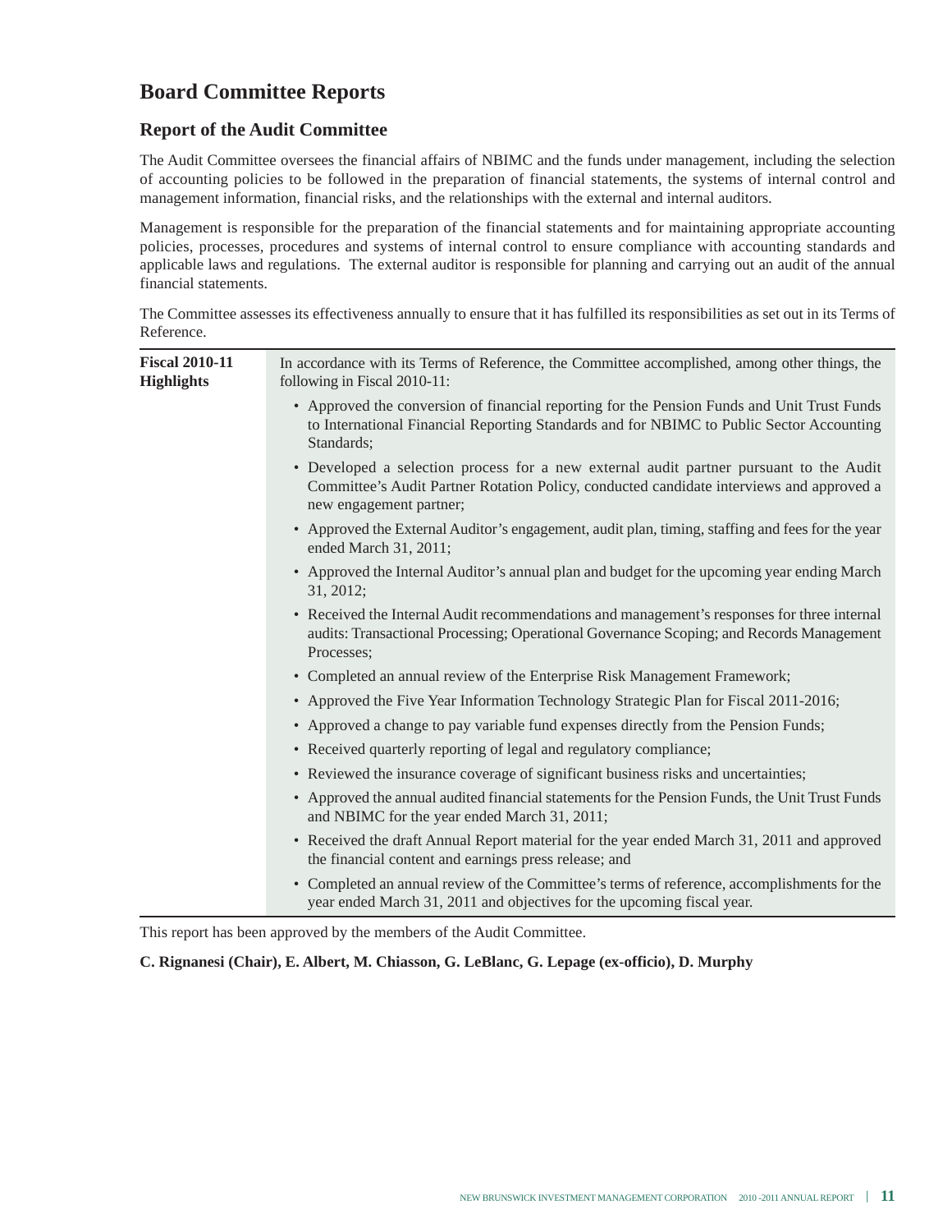# Board Committee Reports

## Report of the Audit Committee

The Audit Committee oversees the financial affairs of NBIMC and the funds under management, including the selection of accounting policies to be followed in the preparation of financial statements, the systems of internal control and management information, financial risks, and the relationships with the external and internal auditors.

Management is responsible for the preparation of the financial statements and for maintaining appropriate accounting policies, processes, procedures and systems of internal control to ensure compliance with accounting standards and applicable laws and regulations. The external auditor is responsible for planning and carrying out an audit of the annual financial statements.

The Committee assesses its effectiveness annually to ensure that it has fulfilled its responsibilities as set out in its Terms of Reference.

**Fiscal 2010-11 Highlights**

In accordance with its Terms of Reference, the Committee accomplished, among other things, the following in Fiscal 2010-11:

- Approved the conversion of financial reporting for the Pension Funds and Unit Trust Funds to International Financial Reporting Standards and for NBIMC to Public Sector Accounting Standards;
- Developed a selection process for a new external audit partner pursuant to the Audit Committee's Audit Partner Rotation Policy, conducted candidate interviews and approved a new engagement partner;
- Approved the External Auditor's engagement, audit plan, timing, staffing and fees for the year ended March 31, 2011;
- Approved the Internal Auditor's annual plan and budget for the upcoming year ending March 31, 2012;
- Received the Internal Audit recommendations and management's responses for three internal audits: Transactional Processing; Operational Governance Scoping; and Records Management Processes;
- Completed an annual review of the Enterprise Risk Management Framework;
- Approved the Five Year Information Technology Strategic Plan for Fiscal 2011-2016;
- Approved a change to pay variable fund expenses directly from the Pension Funds;
- Received quarterly reporting of legal and regulatory compliance;
- Reviewed the insurance coverage of significant business risks and uncertainties;
- Approved the annual audited financial statements for the Pension Funds, the Unit Trust Funds and NBIMC for the year ended March 31, 2011;
- Received the draft Annual Report material for the year ended March 31, 2011 and approved the financial content and earnings press release; and
- Completed an annual review of the Committee's terms of reference, accomplishments for the year ended March 31, 2011 and objectives for the upcoming fiscal year.

This report has been approved by the members of the Audit Committee.

**C. Rignanesi (Chair), E. Albert, M. Chiasson, G. LeBlanc, G. Lepage (ex-officio), D. Murphy**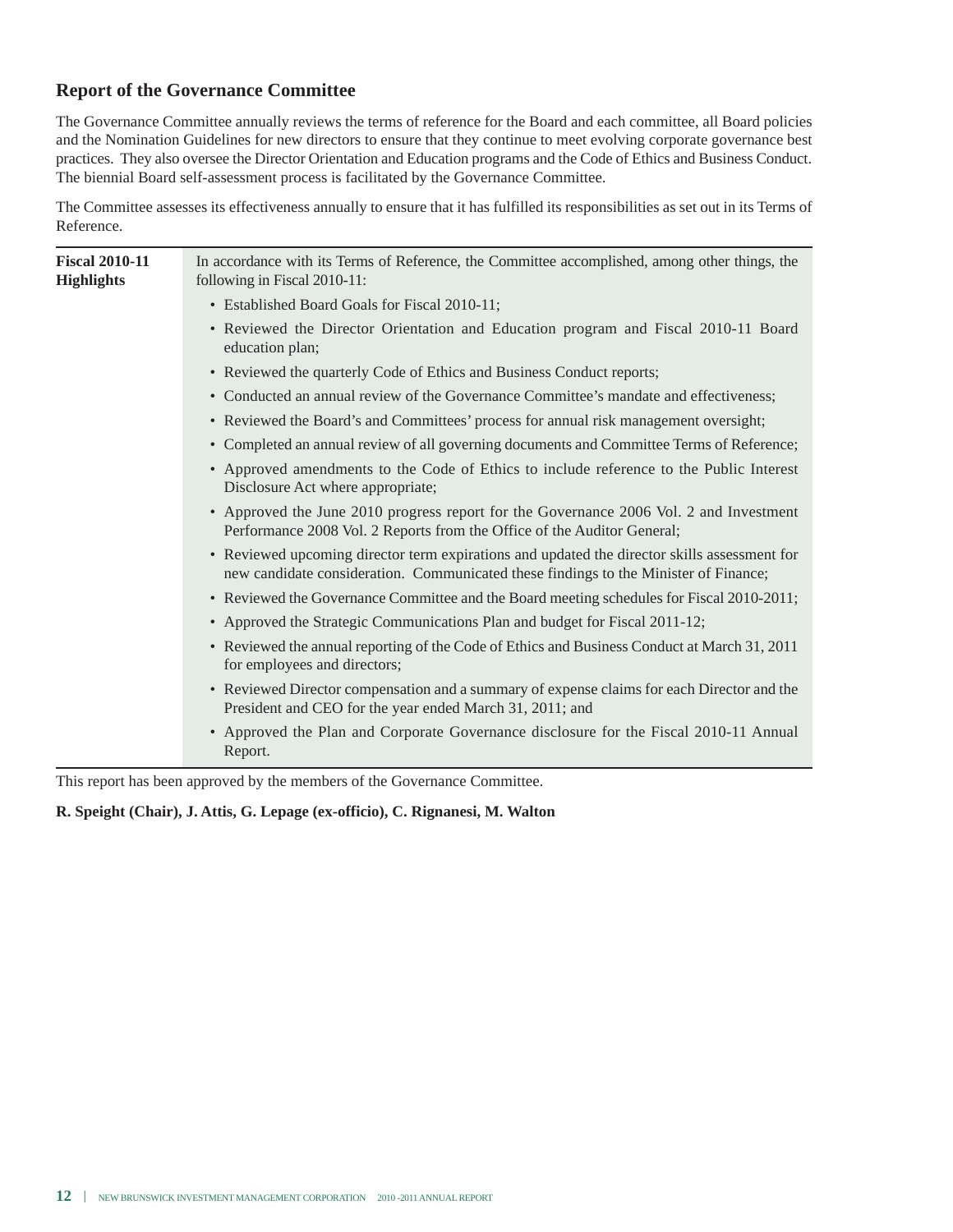## Report of the Governance Committee

The Governance Committee annually reviews the terms of reference for the Board and each committee, all Board policies and the Nomination Guidelines for new directors to ensure that they continue to meet evolving corporate governance best practices. They also oversee the Director Orientation and Education programs and the Code of Ethics and Business Conduct. The biennial Board self-assessment process is facilitated by the Governance Committee.

The Committee assesses its effectiveness annually to ensure that it has fulfilled its responsibilities as set out in its Terms of Reference.

**Fiscal 2010-11 Highlights**

In accordance with its Terms of Reference, the Committee accomplished, among other things, the following in Fiscal 2010-11:

- Established Board Goals for Fiscal 2010-11;
- Reviewed the Director Orientation and Education program and Fiscal 2010-11 Board education plan;
- Reviewed the quarterly Code of Ethics and Business Conduct reports;
- Conducted an annual review of the Governance Committee's mandate and effectiveness;
- Reviewed the Board's and Committees' process for annual risk management oversight;
- Completed an annual review of all governing documents and Committee Terms of Reference;
- Approved amendments to the Code of Ethics to include reference to the Public Interest Disclosure Act where appropriate;
- Approved the June 2010 progress report for the Governance 2006 Vol. 2 and Investment Performance 2008 Vol. 2 Reports from the Office of the Auditor General;
- Reviewed upcoming director term expirations and updated the director skills assessment for new candidate consideration. Communicated these findings to the Minister of Finance;
- Reviewed the Governance Committee and the Board meeting schedules for Fiscal 2010-2011;
- Approved the Strategic Communications Plan and budget for Fiscal 2011-12;
- Reviewed the annual reporting of the Code of Ethics and Business Conduct at March 31, 2011 for employees and directors;
- Reviewed Director compensation and a summary of expense claims for each Director and the President and CEO for the year ended March 31, 2011; and
- Approved the Plan and Corporate Governance disclosure for the Fiscal 2010-11 Annual Report.

This report has been approved by the members of the Governance Committee.

**R. Speight (Chair), J. Attis, G. Lepage (ex-officio), C. Rignanesi, M. Walton**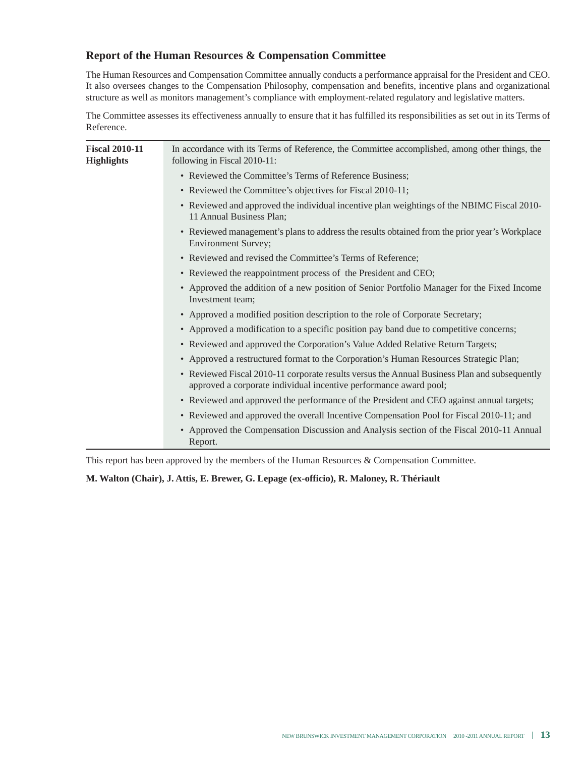## Report of the Human Resources & Compensation Committee

The Human Resources and Compensation Committee annually conducts a performance appraisal for the President and CEO. It also oversees changes to the Compensation Philosophy, compensation and benefits, incentive plans and organizational structure as well as monitors management's compliance with employment-related regulatory and legislative matters.

The Committee assesses its effectiveness annually to ensure that it has fulfilled its responsibilities as set out in its Terms of Reference.

**Fiscal 2010-11 Highlights**

In accordance with its Terms of Reference, the Committee accomplished, among other things, the following in Fiscal 2010-11:

- Reviewed the Committee's Terms of Reference Business;
- Reviewed the Committee's objectives for Fiscal 2010-11;
- Reviewed and approved the individual incentive plan weightings of the NBIMC Fiscal 2010-11 Annual Business Plan;
- Reviewed management's plans to address the results obtained from the prior year's Workplace Environment Survey;
- Reviewed and revised the Committee's Terms of Reference;
- Reviewed the reappointment process of the President and CEO;
- Approved the addition of a new position of Senior Portfolio Manager for the Fixed Income Investment team;
- Approved a modified position description to the role of Corporate Secretary;
- Approved a modification to a specific position pay band due to competitive concerns;
- Reviewed and approved the Corporation's Value Added Relative Return Targets;
- Approved a restructured format to the Corporation's Human Resources Strategic Plan;
- Reviewed Fiscal 2010-11 corporate results versus the Annual Business Plan and subsequently approved a corporate individual incentive performance award pool;
- Reviewed and approved the performance of the President and CEO against annual targets;
- Reviewed and approved the overall Incentive Compensation Pool for Fiscal 2010-11; and
- Approved the Compensation Discussion and Analysis section of the Fiscal 2010-11 Annual Report.

This report has been approved by the members of the Human Resources & Compensation Committee.

**M. Walton (Chair), J. Attis, E. Brewer, G. Lepage (ex-officio), R. Maloney, R. Thériault**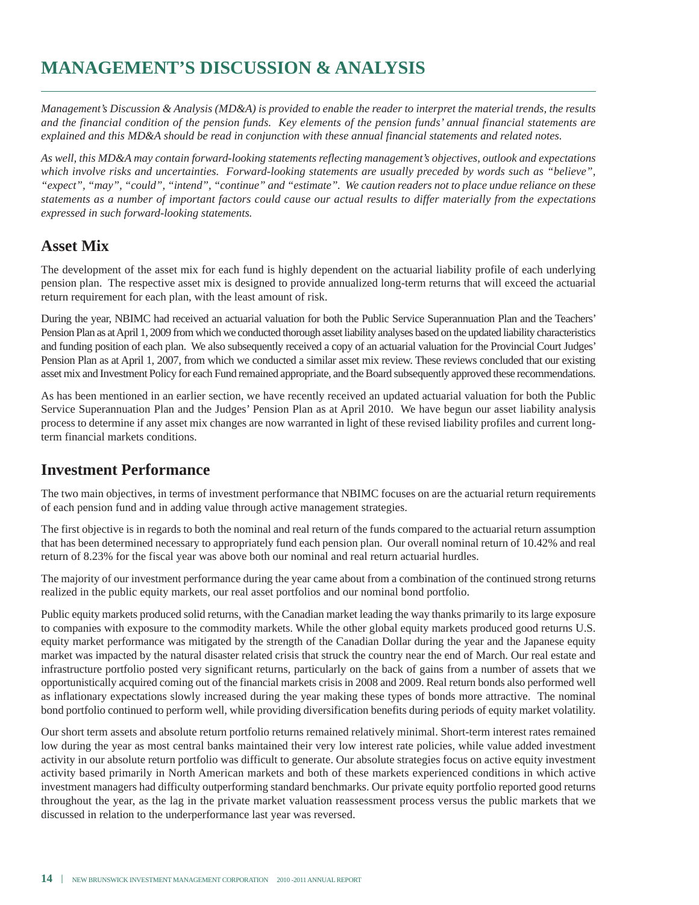# MANAGEMENT'S DISCUSSION & ANALYSIS

*Management's Discussion & Analysis (MD&A) is provided to enable the reader to interpret the material trends, the results and the financial condition of the pension funds. Key elements of the pension funds' annual financial statements are explained and this MD&A should be read in conjunction with these annual financial statements and related notes.*

*As well, this MD&A may contain forward-looking statements reflecting management's objectives, outlook and expectations which involve risks and uncertainties. Forward-looking statements are usually preceded by words such as "believe", "expect", "may", "could", "intend", "continue" and "estimate". We caution readers not to place undue reliance on these statements as a number of important factors could cause our actual results to differ materially from the expectations expressed in such forward-looking statements.*

## Asset Mix

The development of the asset mix for each fund is highly dependent on the actuarial liability profile of each underlying pension plan. The respective asset mix is designed to provide annualized long-term returns that will exceed the actuarial return requirement for each plan, with the least amount of risk.

During the year, NBIMC had received an actuarial valuation for both the Public Service Superannuation Plan and the Teachers' Pension Plan as at April 1, 2009 from which we conducted thorough asset liability analyses based on the updated liability characteristics and funding position of each plan. We also subsequently received a copy of an actuarial valuation for the Provincial Court Judges' Pension Plan as at April 1, 2007, from which we conducted a similar asset mix review. These reviews concluded that our existing asset mix and Investment Policy for each Fund remained appropriate, and the Board subsequently approved these recommendations.

As has been mentioned in an earlier section, we have recently received an updated actuarial valuation for both the Public Service Superannuation Plan and the Judges' Pension Plan as at April 2010. We have begun our asset liability analysis process to determine if any asset mix changes are now warranted in light of these revised liability profiles and current long-term financial markets conditions.

## Investment Performance

The two main objectives, in terms of investment performance that NBIMC focuses on are the actuarial return requirements of each pension fund and in adding value through active management strategies.

The first objective is in regards to both the nominal and real return of the funds compared to the actuarial return assumption that has been determined necessary to appropriately fund each pension plan. Our overall nominal return of 10.42% and real return of 8.23% for the fiscal year was above both our nominal and real return actuarial hurdles.

The majority of our investment performance during the year came about from a combination of the continued strong returns realized in the public equity markets, our real asset portfolios and our nominal bond portfolio.

Public equity markets produced solid returns, with the Canadian market leading the way thanks primarily to its large exposure to companies with exposure to the commodity markets. While the other global equity markets produced good returns U.S. equity market performance was mitigated by the strength of the Canadian Dollar during the year and the Japanese equity market was impacted by the natural disaster related crisis that struck the country near the end of March. Our real estate and infrastructure portfolio posted very significant returns, particularly on the back of gains from a number of assets that we opportunistically acquired coming out of the financial markets crisis in 2008 and 2009. Real return bonds also performed well as inflationary expectations slowly increased during the year making these types of bonds more attractive. The nominal bond portfolio continued to perform well, while providing diversification benefits during periods of equity market volatility.

Our short term assets and absolute return portfolio returns remained relatively minimal. Short-term interest rates remained low during the year as most central banks maintained their very low interest rate policies, while value added investment activity in our absolute return portfolio was difficult to generate. Our absolute strategies focus on active equity investment activity based primarily in North American markets and both of these markets experienced conditions in which active investment managers had difficulty outperforming standard benchmarks. Our private equity portfolio reported good returns throughout the year, as the lag in the private market valuation reassessment process versus the public markets that we discussed in relation to the underperformance last year was reversed.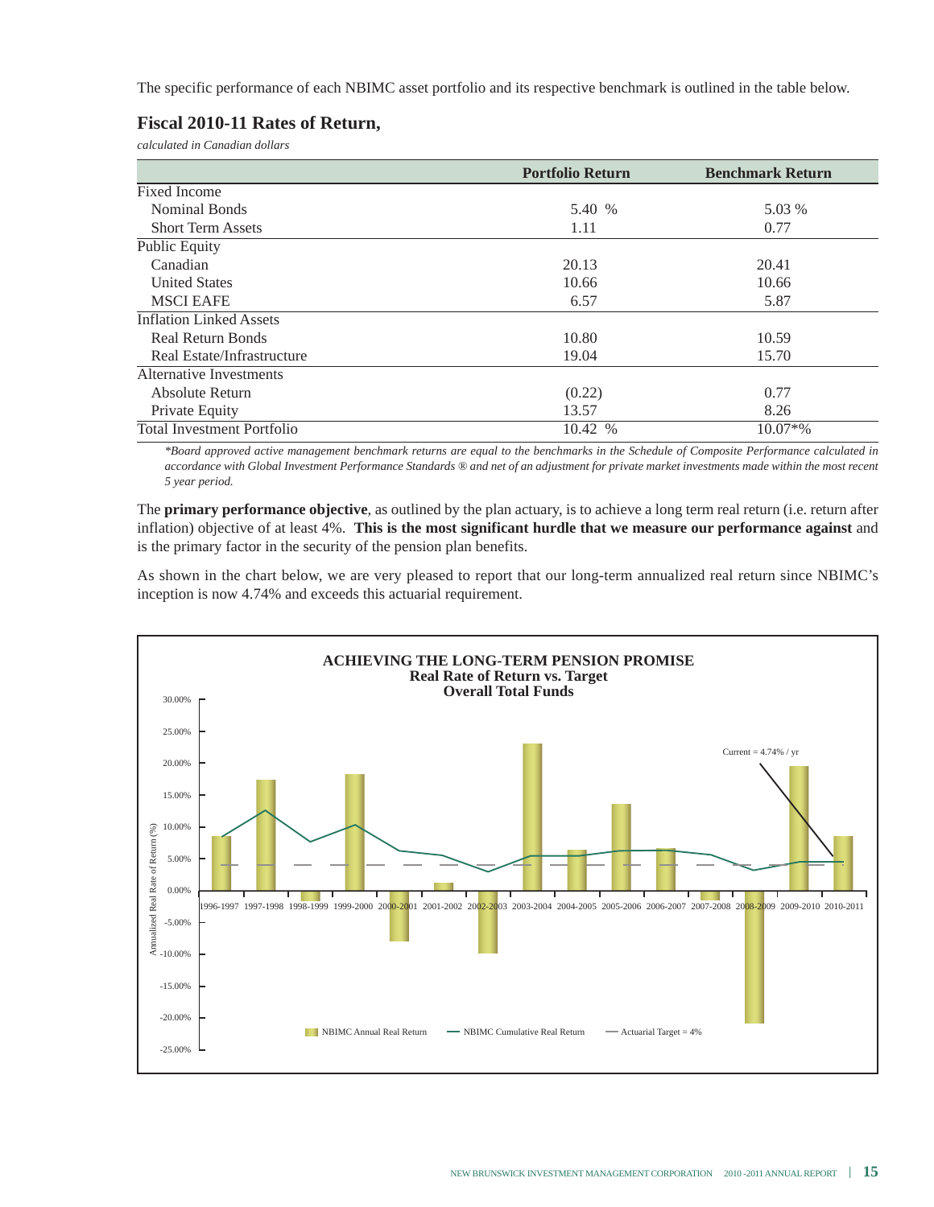The specific performance of each NBIMC asset portfolio and its respective benchmark is outlined in the table below.

### Fiscal 2010-11 Rates of Return,

*calculated in Canadian dollars*

| | Portfolio Return | Benchmark Return |
|---|---|---|
| Fixed Income | | |
| Nominal Bonds | 5.40 % | 5.03 % |
| Short Term Assets | 1.11 | 0.77 |
| Public Equity | | |
| Canadian | 20.13 | 20.41 |
| United States | 10.66 | 10.66 |
| MSCI EAFE | 6.57 | 5.87 |
| Inflation Linked Assets | | |
| Real Return Bonds | 10.80 | 10.59 |
| Real Estate/Infrastructure | 19.04 | 15.70 |
| Alternative Investments | | |
| Absolute Return | (0.22) | 0.77 |
| Private Equity | 13.57 | 8.26 |
| Total Investment Portfolio | 10.42 % | 10.07*% |

*\*Board approved active management benchmark returns are equal to the benchmarks in the Schedule of Composite Performance calculated in accordance with Global Investment Performance Standards ® and net of an adjustment for private market investments made within the most recent 5 year period.*

The **primary performance objective**, as outlined by the plan actuary, is to achieve a long term real return (i.e. return after inflation) objective of at least 4%. **This is the most significant hurdle that we measure our performance against** and is the primary factor in the security of the pension plan benefits.

As shown in the chart below, we are very pleased to report that our long-term annualized real return since NBIMC's inception is now 4.74% and exceeds this actuarial requirement.

**ACHIEVING THE LONG-TERM PENSION PROMISE**
**Real Rate of Return vs. Target**
**Overall Total Funds**

Current = 4.74% / yr

NBIMC Annual Real Return — NBIMC Cumulative Real Return — Actuarial Target = 4%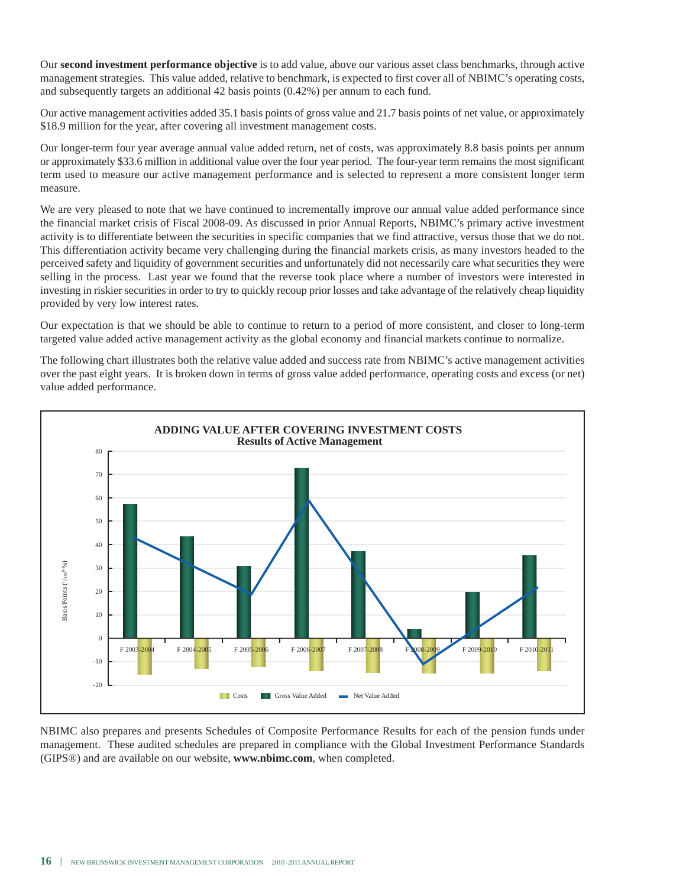Our **second investment performance objective** is to add value, above our various asset class benchmarks, through active management strategies. This value added, relative to benchmark, is expected to first cover all of NBIMC's operating costs, and subsequently targets an additional 42 basis points (0.42%) per annum to each fund.

Our active management activities added 35.1 basis points of gross value and 21.7 basis points of net value, or approximately $18.9 million for the year, after covering all investment management costs.

Our longer-term four year average annual value added return, net of costs, was approximately 8.8 basis points per annum or approximately $33.6 million in additional value over the four year period. The four-year term remains the most significant term used to measure our active management performance and is selected to represent a more consistent longer term measure.

We are very pleased to note that we have continued to incrementally improve our annual value added performance since the financial market crisis of Fiscal 2008-09. As discussed in prior Annual Reports, NBIMC's primary active investment activity is to differentiate between the securities in specific companies that we find attractive, versus those that we do not. This differentiation activity became very challenging during the financial markets crisis, as many investors headed to the perceived safety and liquidity of government securities and unfortunately did not necessarily care what securities they were selling in the process. Last year we found that the reverse took place where a number of investors were interested in investing in riskier securities in order to try to quickly recoup prior losses and take advantage of the relatively cheap liquidity provided by very low interest rates.

Our expectation is that we should be able to continue to return to a period of more consistent, and closer to long-term targeted value added active management activity as the global economy and financial markets continue to normalize.

The following chart illustrates both the relative value added and success rate from NBIMC's active management activities over the past eight years. It is broken down in terms of gross value added performance, operating costs and excess (or net) value added performance.

**ADDING VALUE AFTER COVERING INVESTMENT COSTS**
**Results of Active Management**

Basis Points (1/100th %)

F 2003-2004, F 2004-2005, F 2005-2006, F 2006-2007, F 2007-2008, F 2008-2009, F 2009-2010, F 2010-2011

Costs | Gross Value Added | Net Value Added

NBIMC also prepares and presents Schedules of Composite Performance Results for each of the pension funds under management. These audited schedules are prepared in compliance with the Global Investment Performance Standards (GIPS®) and are available on our website, **www.nbimc.com**, when completed.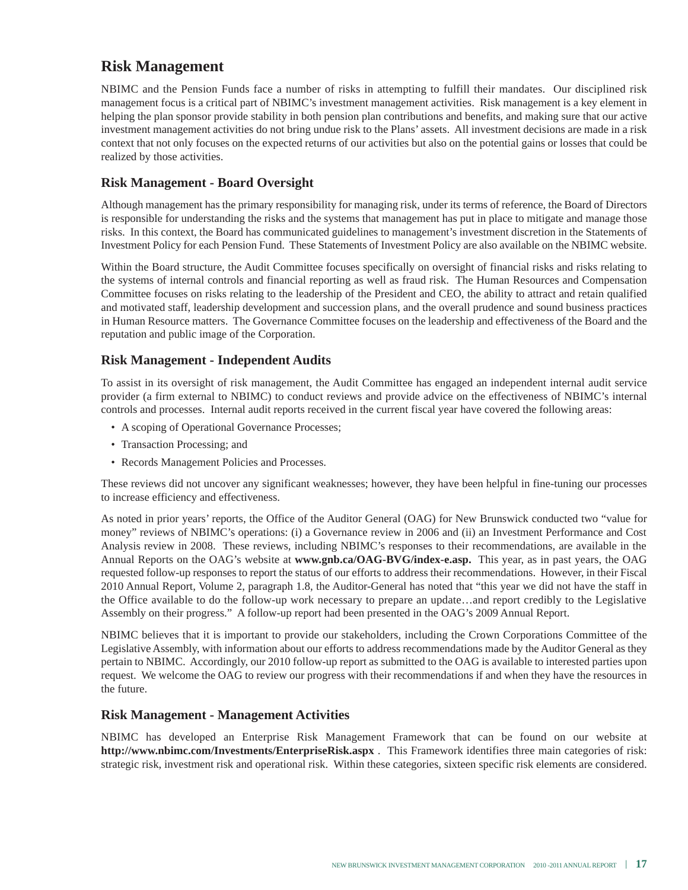## Risk Management

NBIMC and the Pension Funds face a number of risks in attempting to fulfill their mandates. Our disciplined risk management focus is a critical part of NBIMC's investment management activities. Risk management is a key element in helping the plan sponsor provide stability in both pension plan contributions and benefits, and making sure that our active investment management activities do not bring undue risk to the Plans' assets. All investment decisions are made in a risk context that not only focuses on the expected returns of our activities but also on the potential gains or losses that could be realized by those activities.

### Risk Management - Board Oversight

Although management has the primary responsibility for managing risk, under its terms of reference, the Board of Directors is responsible for understanding the risks and the systems that management has put in place to mitigate and manage those risks. In this context, the Board has communicated guidelines to management's investment discretion in the Statements of Investment Policy for each Pension Fund. These Statements of Investment Policy are also available on the NBIMC website.

Within the Board structure, the Audit Committee focuses specifically on oversight of financial risks and risks relating to the systems of internal controls and financial reporting as well as fraud risk. The Human Resources and Compensation Committee focuses on risks relating to the leadership of the President and CEO, the ability to attract and retain qualified and motivated staff, leadership development and succession plans, and the overall prudence and sound business practices in Human Resource matters. The Governance Committee focuses on the leadership and effectiveness of the Board and the reputation and public image of the Corporation.

### Risk Management - Independent Audits

To assist in its oversight of risk management, the Audit Committee has engaged an independent internal audit service provider (a firm external to NBIMC) to conduct reviews and provide advice on the effectiveness of NBIMC's internal controls and processes. Internal audit reports received in the current fiscal year have covered the following areas:

- A scoping of Operational Governance Processes;
- Transaction Processing; and
- Records Management Policies and Processes.

These reviews did not uncover any significant weaknesses; however, they have been helpful in fine-tuning our processes to increase efficiency and effectiveness.

As noted in prior years' reports, the Office of the Auditor General (OAG) for New Brunswick conducted two "value for money" reviews of NBIMC's operations: (i) a Governance review in 2006 and (ii) an Investment Performance and Cost Analysis review in 2008. These reviews, including NBIMC's responses to their recommendations, are available in the Annual Reports on the OAG's website at **www.gnb.ca/OAG-BVG/index-e.asp.** This year, as in past years, the OAG requested follow-up responses to report the status of our efforts to address their recommendations. However, in their Fiscal 2010 Annual Report, Volume 2, paragraph 1.8, the Auditor-General has noted that "this year we did not have the staff in the Office available to do the follow-up work necessary to prepare an update…and report credibly to the Legislative Assembly on their progress." A follow-up report had been presented in the OAG's 2009 Annual Report.

NBIMC believes that it is important to provide our stakeholders, including the Crown Corporations Committee of the Legislative Assembly, with information about our efforts to address recommendations made by the Auditor General as they pertain to NBIMC. Accordingly, our 2010 follow-up report as submitted to the OAG is available to interested parties upon request. We welcome the OAG to review our progress with their recommendations if and when they have the resources in the future.

### Risk Management - Management Activities

NBIMC has developed an Enterprise Risk Management Framework that can be found on our website at **http://www.nbimc.com/Investments/EnterpriseRisk.aspx** . This Framework identifies three main categories of risk: strategic risk, investment risk and operational risk. Within these categories, sixteen specific risk elements are considered.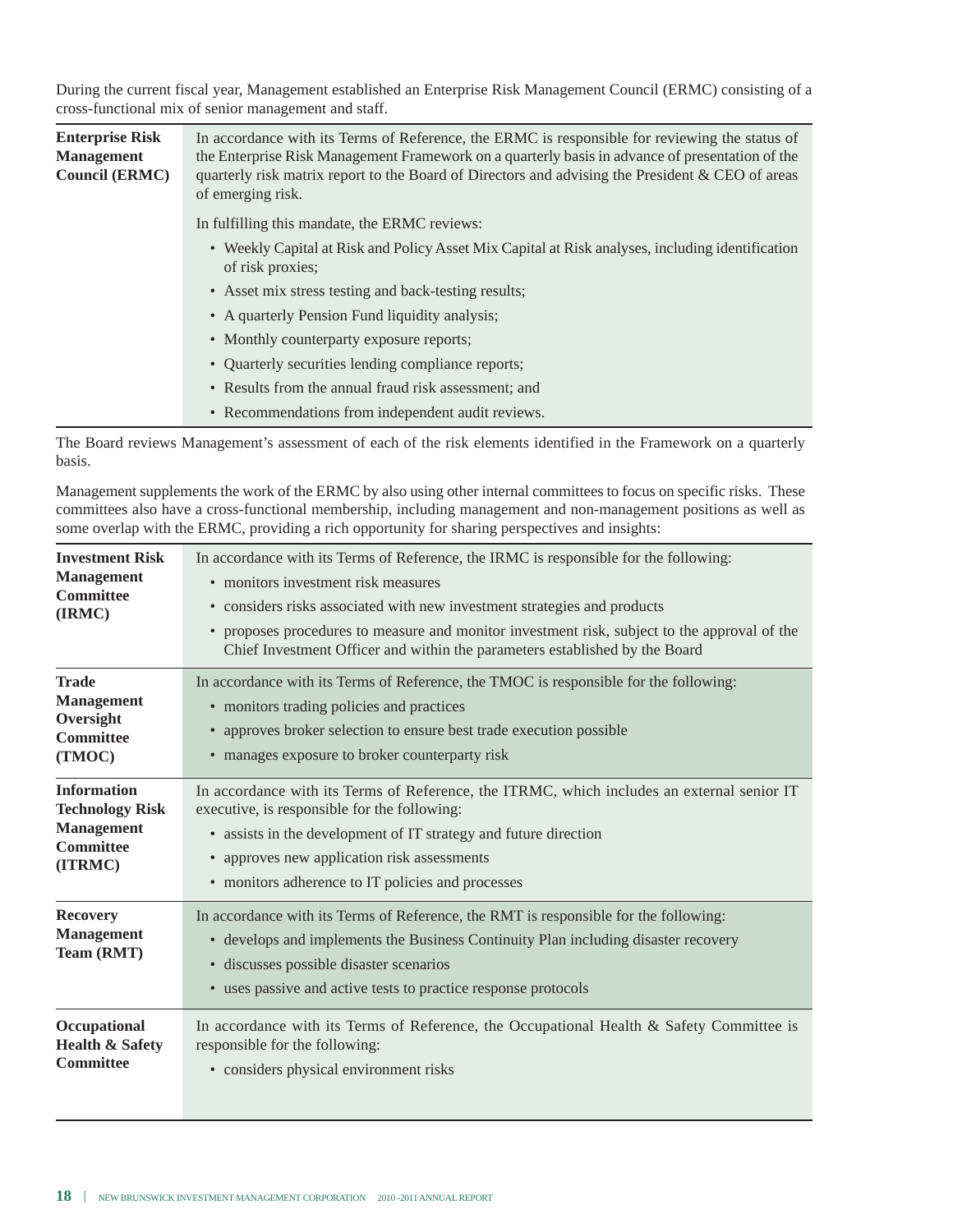During the current fiscal year, Management established an Enterprise Risk Management Council (ERMC) consisting of a cross-functional mix of senior management and staff.

| | |
|---|---|
| **Enterprise Risk Management Council (ERMC)** | In accordance with its Terms of Reference, the ERMC is responsible for reviewing the status of the Enterprise Risk Management Framework on a quarterly basis in advance of presentation of the quarterly risk matrix report to the Board of Directors and advising the President & CEO of areas of emerging risk.<br><br>In fulfilling this mandate, the ERMC reviews:<br>• Weekly Capital at Risk and Policy Asset Mix Capital at Risk analyses, including identification of risk proxies;<br>• Asset mix stress testing and back-testing results;<br>• A quarterly Pension Fund liquidity analysis;<br>• Monthly counterparty exposure reports;<br>• Quarterly securities lending compliance reports;<br>• Results from the annual fraud risk assessment; and<br>• Recommendations from independent audit reviews. |

The Board reviews Management's assessment of each of the risk elements identified in the Framework on a quarterly basis.

Management supplements the work of the ERMC by also using other internal committees to focus on specific risks. These committees also have a cross-functional membership, including management and non-management positions as well as some overlap with the ERMC, providing a rich opportunity for sharing perspectives and insights:

| | |
|---|---|
| **Investment Risk Management Committee (IRMC)** | In accordance with its Terms of Reference, the IRMC is responsible for the following:<br>• monitors investment risk measures<br>• considers risks associated with new investment strategies and products<br>• proposes procedures to measure and monitor investment risk, subject to the approval of the Chief Investment Officer and within the parameters established by the Board |
| **Trade Management Oversight Committee (TMOC)** | In accordance with its Terms of Reference, the TMOC is responsible for the following:<br>• monitors trading policies and practices<br>• approves broker selection to ensure best trade execution possible<br>• manages exposure to broker counterparty risk |
| **Information Technology Risk Management Committee (ITRMC)** | In accordance with its Terms of Reference, the ITRMC, which includes an external senior IT executive, is responsible for the following:<br>• assists in the development of IT strategy and future direction<br>• approves new application risk assessments<br>• monitors adherence to IT policies and processes |
| **Recovery Management Team (RMT)** | In accordance with its Terms of Reference, the RMT is responsible for the following:<br>• develops and implements the Business Continuity Plan including disaster recovery<br>• discusses possible disaster scenarios<br>• uses passive and active tests to practice response protocols |
| **Occupational Health & Safety Committee** | In accordance with its Terms of Reference, the Occupational Health & Safety Committee is responsible for the following:<br>• considers physical environment risks |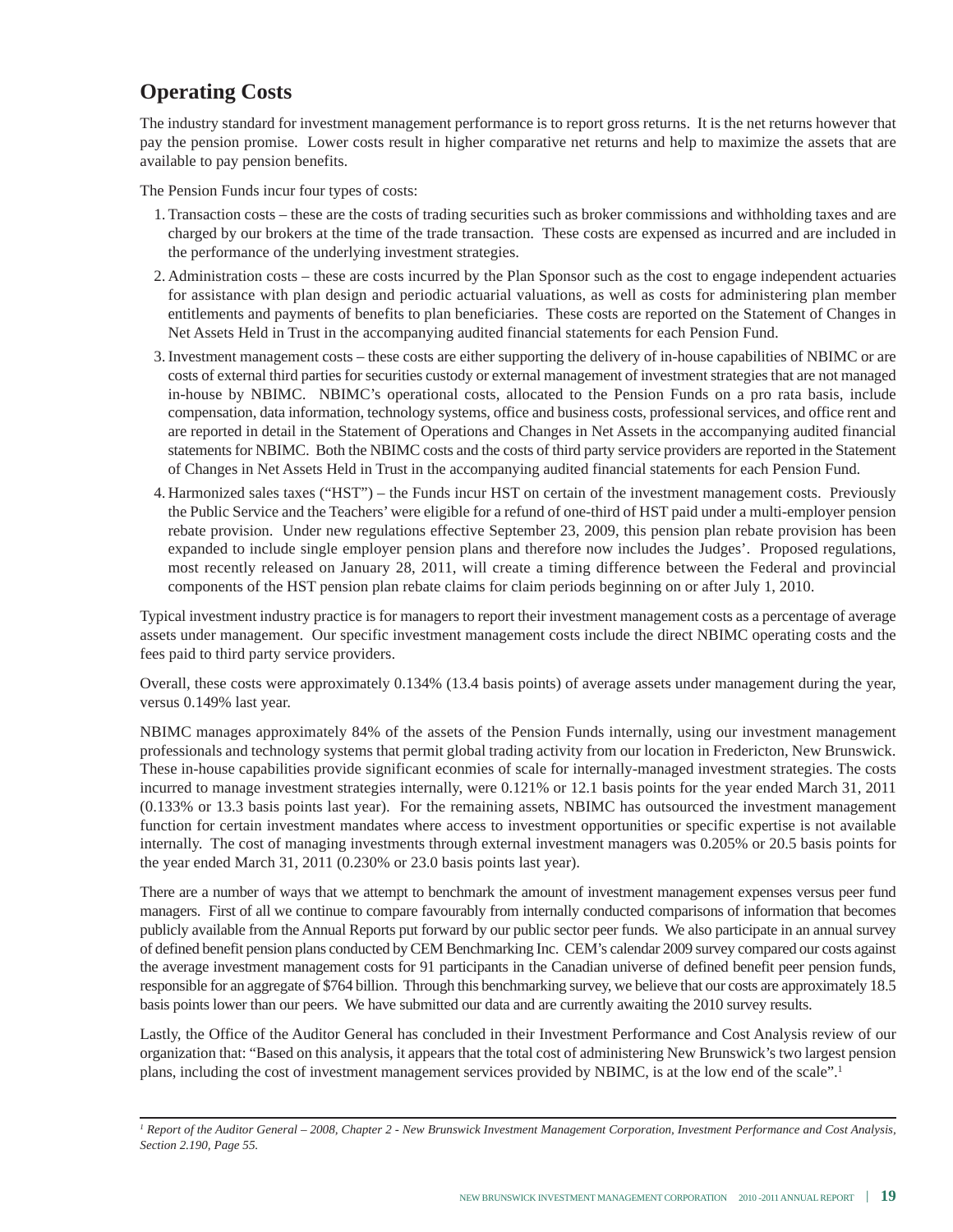## Operating Costs

The industry standard for investment management performance is to report gross returns. It is the net returns however that pay the pension promise. Lower costs result in higher comparative net returns and help to maximize the assets that are available to pay pension benefits.

The Pension Funds incur four types of costs:

1. Transaction costs – these are the costs of trading securities such as broker commissions and withholding taxes and are charged by our brokers at the time of the trade transaction. These costs are expensed as incurred and are included in the performance of the underlying investment strategies.
2. Administration costs – these are costs incurred by the Plan Sponsor such as the cost to engage independent actuaries for assistance with plan design and periodic actuarial valuations, as well as costs for administering plan member entitlements and payments of benefits to plan beneficiaries. These costs are reported on the Statement of Changes in Net Assets Held in Trust in the accompanying audited financial statements for each Pension Fund.
3. Investment management costs – these costs are either supporting the delivery of in-house capabilities of NBIMC or are costs of external third parties for securities custody or external management of investment strategies that are not managed in-house by NBIMC. NBIMC's operational costs, allocated to the Pension Funds on a pro rata basis, include compensation, data information, technology systems, office and business costs, professional services, and office rent and are reported in detail in the Statement of Operations and Changes in Net Assets in the accompanying audited financial statements for NBIMC. Both the NBIMC costs and the costs of third party service providers are reported in the Statement of Changes in Net Assets Held in Trust in the accompanying audited financial statements for each Pension Fund.
4. Harmonized sales taxes ("HST") – the Funds incur HST on certain of the investment management costs. Previously the Public Service and the Teachers' were eligible for a refund of one-third of HST paid under a multi-employer pension rebate provision. Under new regulations effective September 23, 2009, this pension plan rebate provision has been expanded to include single employer pension plans and therefore now includes the Judges'. Proposed regulations, most recently released on January 28, 2011, will create a timing difference between the Federal and provincial components of the HST pension plan rebate claims for claim periods beginning on or after July 1, 2010.

Typical investment industry practice is for managers to report their investment management costs as a percentage of average assets under management. Our specific investment management costs include the direct NBIMC operating costs and the fees paid to third party service providers.

Overall, these costs were approximately 0.134% (13.4 basis points) of average assets under management during the year, versus 0.149% last year.

NBIMC manages approximately 84% of the assets of the Pension Funds internally, using our investment management professionals and technology systems that permit global trading activity from our location in Fredericton, New Brunswick. These in-house capabilities provide significant econmies of scale for internally-managed investment strategies. The costs incurred to manage investment strategies internally, were 0.121% or 12.1 basis points for the year ended March 31, 2011 (0.133% or 13.3 basis points last year). For the remaining assets, NBIMC has outsourced the investment management function for certain investment mandates where access to investment opportunities or specific expertise is not available internally. The cost of managing investments through external investment managers was 0.205% or 20.5 basis points for the year ended March 31, 2011 (0.230% or 23.0 basis points last year).

There are a number of ways that we attempt to benchmark the amount of investment management expenses versus peer fund managers. First of all we continue to compare favourably from internally conducted comparisons of information that becomes publicly available from the Annual Reports put forward by our public sector peer funds. We also participate in an annual survey of defined benefit pension plans conducted by CEM Benchmarking Inc. CEM's calendar 2009 survey compared our costs against the average investment management costs for 91 participants in the Canadian universe of defined benefit peer pension funds, responsible for an aggregate of $764 billion. Through this benchmarking survey, we believe that our costs are approximately 18.5 basis points lower than our peers. We have submitted our data and are currently awaiting the 2010 survey results.

Lastly, the Office of the Auditor General has concluded in their Investment Performance and Cost Analysis review of our organization that: "Based on this analysis, it appears that the total cost of administering New Brunswick's two largest pension plans, including the cost of investment management services provided by NBIMC, is at the low end of the scale".[1]

---

[1] *Report of the Auditor General – 2008, Chapter 2 - New Brunswick Investment Management Corporation, Investment Performance and Cost Analysis, Section 2.190, Page 55.*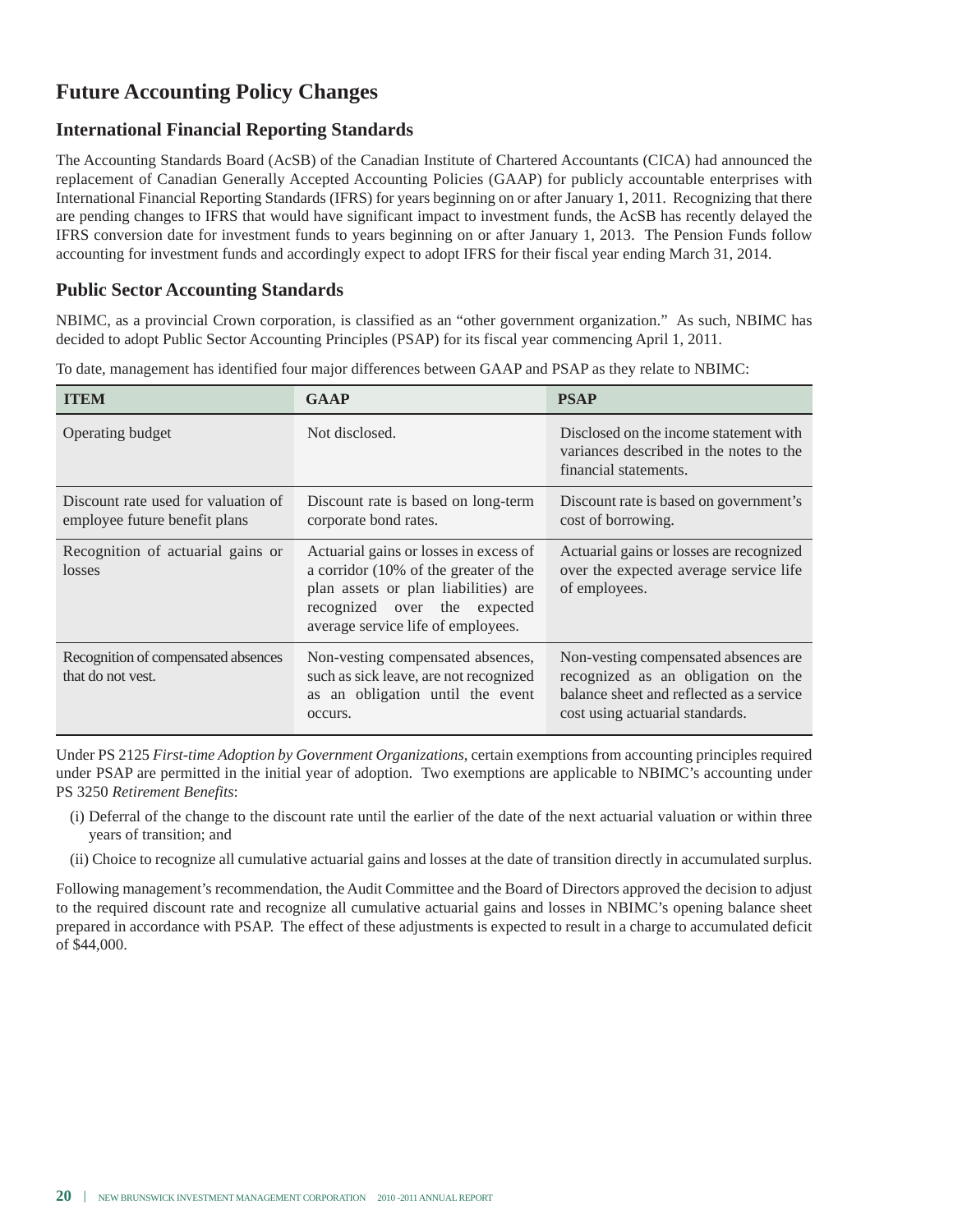## Future Accounting Policy Changes

### International Financial Reporting Standards

The Accounting Standards Board (AcSB) of the Canadian Institute of Chartered Accountants (CICA) had announced the replacement of Canadian Generally Accepted Accounting Policies (GAAP) for publicly accountable enterprises with International Financial Reporting Standards (IFRS) for years beginning on or after January 1, 2011. Recognizing that there are pending changes to IFRS that would have significant impact to investment funds, the AcSB has recently delayed the IFRS conversion date for investment funds to years beginning on or after January 1, 2013. The Pension Funds follow accounting for investment funds and accordingly expect to adopt IFRS for their fiscal year ending March 31, 2014.

### Public Sector Accounting Standards

NBIMC, as a provincial Crown corporation, is classified as an "other government organization." As such, NBIMC has decided to adopt Public Sector Accounting Principles (PSAP) for its fiscal year commencing April 1, 2011.

To date, management has identified four major differences between GAAP and PSAP as they relate to NBIMC:

| ITEM | GAAP | PSAP |
|---|---|---|
| Operating budget | Not disclosed. | Disclosed on the income statement with variances described in the notes to the financial statements. |
| Discount rate used for valuation of employee future benefit plans | Discount rate is based on long-term corporate bond rates. | Discount rate is based on government's cost of borrowing. |
| Recognition of actuarial gains or losses | Actuarial gains or losses in excess of a corridor (10% of the greater of the plan assets or plan liabilities) are recognized over the expected average service life of employees. | Actuarial gains or losses are recognized over the expected average service life of employees. |
| Recognition of compensated absences that do not vest. | Non-vesting compensated absences, such as sick leave, are not recognized as an obligation until the event occurs. | Non-vesting compensated absences are recognized as an obligation on the balance sheet and reflected as a service cost using actuarial standards. |

Under PS 2125 *First-time Adoption by Government Organizations*, certain exemptions from accounting principles required under PSAP are permitted in the initial year of adoption. Two exemptions are applicable to NBIMC's accounting under PS 3250 *Retirement Benefits*:

(i) Deferral of the change to the discount rate until the earlier of the date of the next actuarial valuation or within three years of transition; and

(ii) Choice to recognize all cumulative actuarial gains and losses at the date of transition directly in accumulated surplus.

Following management's recommendation, the Audit Committee and the Board of Directors approved the decision to adjust to the required discount rate and recognize all cumulative actuarial gains and losses in NBIMC's opening balance sheet prepared in accordance with PSAP. The effect of these adjustments is expected to result in a charge to accumulated deficit of $44,000.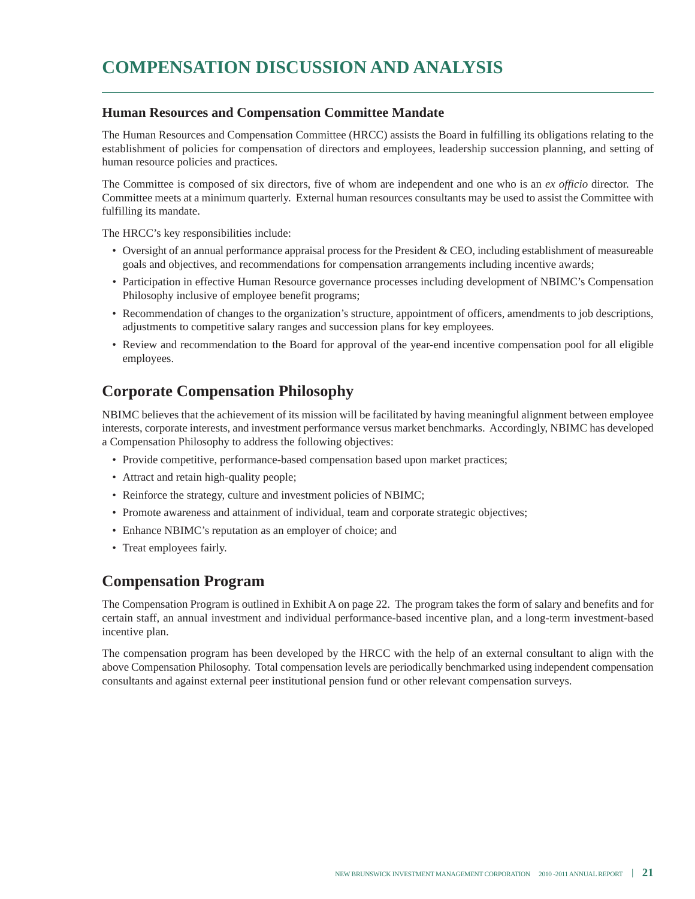# COMPENSATION DISCUSSION AND ANALYSIS

### Human Resources and Compensation Committee Mandate

The Human Resources and Compensation Committee (HRCC) assists the Board in fulfilling its obligations relating to the establishment of policies for compensation of directors and employees, leadership succession planning, and setting of human resource policies and practices.

The Committee is composed of six directors, five of whom are independent and one who is an *ex officio* director. The Committee meets at a minimum quarterly. External human resources consultants may be used to assist the Committee with fulfilling its mandate.

The HRCC's key responsibilities include:

- Oversight of an annual performance appraisal process for the President & CEO, including establishment of measureable goals and objectives, and recommendations for compensation arrangements including incentive awards;
- Participation in effective Human Resource governance processes including development of NBIMC's Compensation Philosophy inclusive of employee benefit programs;
- Recommendation of changes to the organization's structure, appointment of officers, amendments to job descriptions, adjustments to competitive salary ranges and succession plans for key employees.
- Review and recommendation to the Board for approval of the year-end incentive compensation pool for all eligible employees.

## Corporate Compensation Philosophy

NBIMC believes that the achievement of its mission will be facilitated by having meaningful alignment between employee interests, corporate interests, and investment performance versus market benchmarks. Accordingly, NBIMC has developed a Compensation Philosophy to address the following objectives:

- Provide competitive, performance-based compensation based upon market practices;
- Attract and retain high-quality people;
- Reinforce the strategy, culture and investment policies of NBIMC;
- Promote awareness and attainment of individual, team and corporate strategic objectives;
- Enhance NBIMC's reputation as an employer of choice; and
- Treat employees fairly.

## Compensation Program

The Compensation Program is outlined in Exhibit A on page 22. The program takes the form of salary and benefits and for certain staff, an annual investment and individual performance-based incentive plan, and a long-term investment-based incentive plan.

The compensation program has been developed by the HRCC with the help of an external consultant to align with the above Compensation Philosophy. Total compensation levels are periodically benchmarked using independent compensation consultants and against external peer institutional pension fund or other relevant compensation surveys.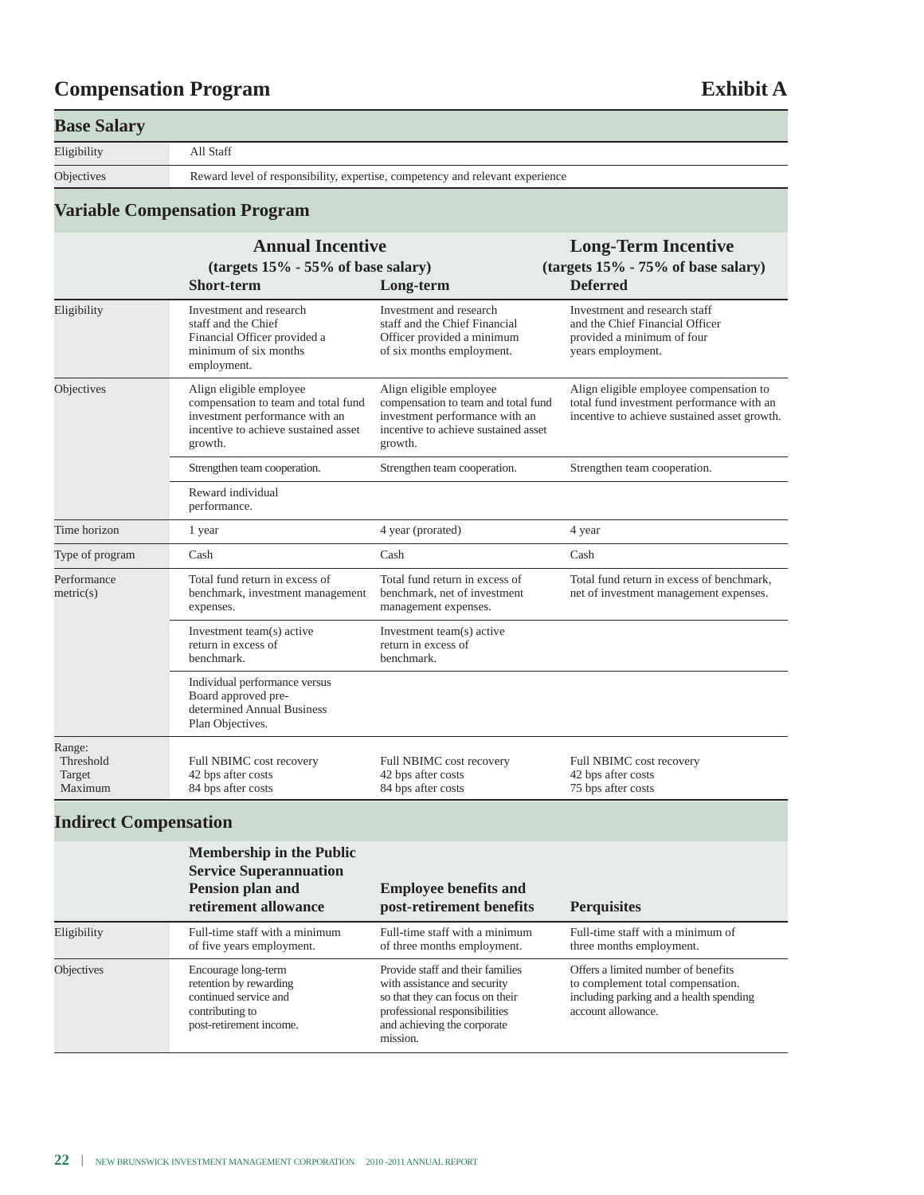# Compensation Program

**Exhibit A**

## Base Salary

| | |
|---|---|
| Eligibility | All Staff |
| Objectives | Reward level of responsibility, expertise, competency and relevant experience |

## Variable Compensation Program

| | Annual Incentive (targets 15% - 55% of base salary) | | Long-Term Incentive (targets 15% - 75% of base salary) |
|---|---|---|---|
| | **Short-term** | **Long-term** | **Deferred** |
| Eligibility | Investment and research staff and the Chief Financial Officer provided a minimum of six months employment. | Investment and research staff and the Chief Financial Officer provided a minimum of six months employment. | Investment and research staff and the Chief Financial Officer provided a minimum of four years employment. |
| Objectives | Align eligible employee compensation to team and total fund investment performance with an incentive to achieve sustained asset growth. | Align eligible employee compensation to team and total fund investment performance with an incentive to achieve sustained asset growth. | Align eligible employee compensation to total fund investment performance with an incentive to achieve sustained asset growth. |
| | Strengthen team cooperation. | Strengthen team cooperation. | Strengthen team cooperation. |
| | Reward individual performance. | | |
| Time horizon | 1 year | 4 year (prorated) | 4 year |
| Type of program | Cash | Cash | Cash |
| Performance metric(s) | Total fund return in excess of benchmark, investment management expenses. | Total fund return in excess of benchmark, net of investment management expenses. | Total fund return in excess of benchmark, net of investment management expenses. |
| | Investment team(s) active return in excess of benchmark. | Investment team(s) active return in excess of benchmark. | |
| | Individual performance versus Board approved pre-determined Annual Business Plan Objectives. | | |
| Range: | | | |
| Threshold | Full NBIMC cost recovery | Full NBIMC cost recovery | Full NBIMC cost recovery |
| Target | 42 bps after costs | 42 bps after costs | 42 bps after costs |
| Maximum | 84 bps after costs | 84 bps after costs | 75 bps after costs |

## Indirect Compensation

| | Membership in the Public Service Superannuation Pension plan and retirement allowance | Employee benefits and post-retirement benefits | Perquisites |
|---|---|---|---|
| Eligibility | Full-time staff with a minimum of five years employment. | Full-time staff with a minimum of three months employment. | Full-time staff with a minimum of three months employment. |
| Objectives | Encourage long-term retention by rewarding continued service and contributing to post-retirement income. | Provide staff and their families with assistance and security so that they can focus on their professional responsibilities and achieving the corporate mission. | Offers a limited number of benefits to complement total compensation. including parking and a health spending account allowance. |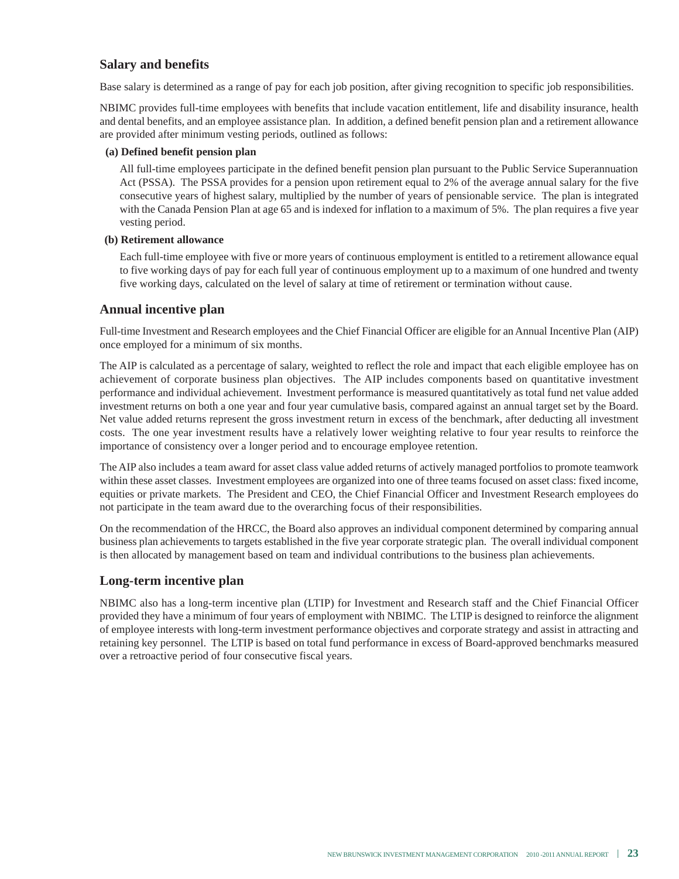## Salary and benefits

Base salary is determined as a range of pay for each job position, after giving recognition to specific job responsibilities.

NBIMC provides full-time employees with benefits that include vacation entitlement, life and disability insurance, health and dental benefits, and an employee assistance plan. In addition, a defined benefit pension plan and a retirement allowance are provided after minimum vesting periods, outlined as follows:

**(a) Defined benefit pension plan**

All full-time employees participate in the defined benefit pension plan pursuant to the Public Service Superannuation Act (PSSA). The PSSA provides for a pension upon retirement equal to 2% of the average annual salary for the five consecutive years of highest salary, multiplied by the number of years of pensionable service. The plan is integrated with the Canada Pension Plan at age 65 and is indexed for inflation to a maximum of 5%. The plan requires a five year vesting period.

**(b) Retirement allowance**

Each full-time employee with five or more years of continuous employment is entitled to a retirement allowance equal to five working days of pay for each full year of continuous employment up to a maximum of one hundred and twenty five working days, calculated on the level of salary at time of retirement or termination without cause.

## Annual incentive plan

Full-time Investment and Research employees and the Chief Financial Officer are eligible for an Annual Incentive Plan (AIP) once employed for a minimum of six months.

The AIP is calculated as a percentage of salary, weighted to reflect the role and impact that each eligible employee has on achievement of corporate business plan objectives. The AIP includes components based on quantitative investment performance and individual achievement. Investment performance is measured quantitatively as total fund net value added investment returns on both a one year and four year cumulative basis, compared against an annual target set by the Board. Net value added returns represent the gross investment return in excess of the benchmark, after deducting all investment costs. The one year investment results have a relatively lower weighting relative to four year results to reinforce the importance of consistency over a longer period and to encourage employee retention.

The AIP also includes a team award for asset class value added returns of actively managed portfolios to promote teamwork within these asset classes. Investment employees are organized into one of three teams focused on asset class: fixed income, equities or private markets. The President and CEO, the Chief Financial Officer and Investment Research employees do not participate in the team award due to the overarching focus of their responsibilities.

On the recommendation of the HRCC, the Board also approves an individual component determined by comparing annual business plan achievements to targets established in the five year corporate strategic plan. The overall individual component is then allocated by management based on team and individual contributions to the business plan achievements.

## Long-term incentive plan

NBIMC also has a long-term incentive plan (LTIP) for Investment and Research staff and the Chief Financial Officer provided they have a minimum of four years of employment with NBIMC. The LTIP is designed to reinforce the alignment of employee interests with long-term investment performance objectives and corporate strategy and assist in attracting and retaining key personnel. The LTIP is based on total fund performance in excess of Board-approved benchmarks measured over a retroactive period of four consecutive fiscal years.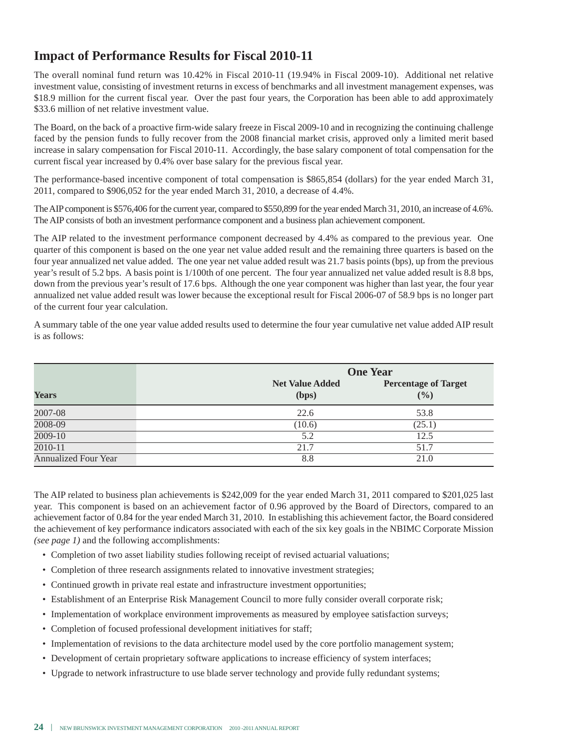## Impact of Performance Results for Fiscal 2010-11

The overall nominal fund return was 10.42% in Fiscal 2010-11 (19.94% in Fiscal 2009-10). Additional net relative investment value, consisting of investment returns in excess of benchmarks and all investment management expenses, was $18.9 million for the current fiscal year. Over the past four years, the Corporation has been able to add approximately $33.6 million of net relative investment value.

The Board, on the back of a proactive firm-wide salary freeze in Fiscal 2009-10 and in recognizing the continuing challenge faced by the pension funds to fully recover from the 2008 financial market crisis, approved only a limited merit based increase in salary compensation for Fiscal 2010-11. Accordingly, the base salary component of total compensation for the current fiscal year increased by 0.4% over base salary for the previous fiscal year.

The performance-based incentive component of total compensation is $865,854 (dollars) for the year ended March 31, 2011, compared to $906,052 for the year ended March 31, 2010, a decrease of 4.4%.

The AIP component is $576,406 for the current year, compared to $550,899 for the year ended March 31, 2010, an increase of 4.6%. The AIP consists of both an investment performance component and a business plan achievement component.

The AIP related to the investment performance component decreased by 4.4% as compared to the previous year. One quarter of this component is based on the one year net value added result and the remaining three quarters is based on the four year annualized net value added. The one year net value added result was 21.7 basis points (bps), up from the previous year's result of 5.2 bps. A basis point is 1/100th of one percent. The four year annualized net value added result is 8.8 bps, down from the previous year's result of 17.6 bps. Although the one year component was higher than last year, the four year annualized net value added result was lower because the exceptional result for Fiscal 2006-07 of 58.9 bps is no longer part of the current four year calculation.

A summary table of the one year value added results used to determine the four year cumulative net value added AIP result is as follows:

| | One Year | |
|---|---|---|
| **Years** | **Net Value Added (bps)** | **Percentage of Target (%)** |
| 2007-08 | 22.6 | 53.8 |
| 2008-09 | (10.6) | (25.1) |
| 2009-10 | 5.2 | 12.5 |
| 2010-11 | 21.7 | 51.7 |
| Annualized Four Year | 8.8 | 21.0 |

The AIP related to business plan achievements is $242,009 for the year ended March 31, 2011 compared to $201,025 last year. This component is based on an achievement factor of 0.96 approved by the Board of Directors, compared to an achievement factor of 0.84 for the year ended March 31, 2010. In establishing this achievement factor, the Board considered the achievement of key performance indicators associated with each of the six key goals in the NBIMC Corporate Mission *(see page 1)* and the following accomplishments:

- Completion of two asset liability studies following receipt of revised actuarial valuations;
- Completion of three research assignments related to innovative investment strategies;
- Continued growth in private real estate and infrastructure investment opportunities;
- Establishment of an Enterprise Risk Management Council to more fully consider overall corporate risk;
- Implementation of workplace environment improvements as measured by employee satisfaction surveys;
- Completion of focused professional development initiatives for staff;
- Implementation of revisions to the data architecture model used by the core portfolio management system;
- Development of certain proprietary software applications to increase efficiency of system interfaces;
- Upgrade to network infrastructure to use blade server technology and provide fully redundant systems;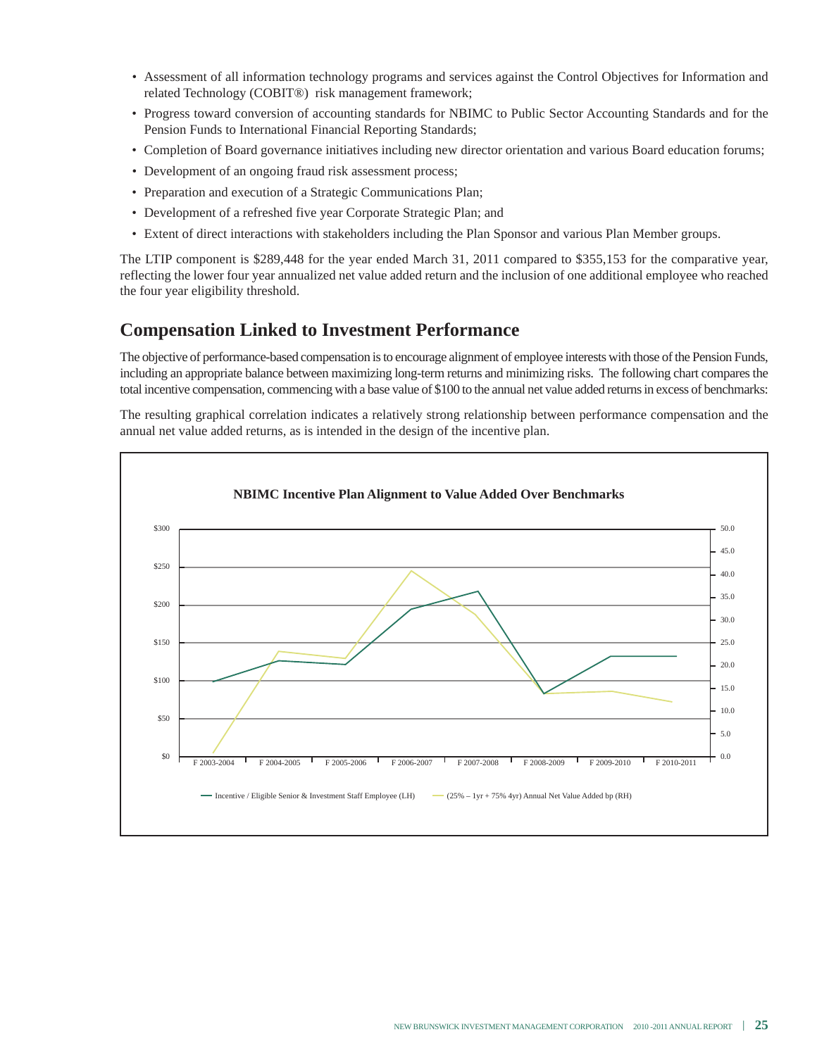- Assessment of all information technology programs and services against the Control Objectives for Information and related Technology (COBIT®) risk management framework;
- Progress toward conversion of accounting standards for NBIMC to Public Sector Accounting Standards and for the Pension Funds to International Financial Reporting Standards;
- Completion of Board governance initiatives including new director orientation and various Board education forums;
- Development of an ongoing fraud risk assessment process;
- Preparation and execution of a Strategic Communications Plan;
- Development of a refreshed five year Corporate Strategic Plan; and
- Extent of direct interactions with stakeholders including the Plan Sponsor and various Plan Member groups.

The LTIP component is $289,448 for the year ended March 31, 2011 compared to $355,153 for the comparative year, reflecting the lower four year annualized net value added return and the inclusion of one additional employee who reached the four year eligibility threshold.

## Compensation Linked to Investment Performance

The objective of performance-based compensation is to encourage alignment of employee interests with those of the Pension Funds, including an appropriate balance between maximizing long-term returns and minimizing risks. The following chart compares the total incentive compensation, commencing with a base value of $100 to the annual net value added returns in excess of benchmarks:

The resulting graphical correlation indicates a relatively strong relationship between performance compensation and the annual net value added returns, as is intended in the design of the incentive plan.

**NBIMC Incentive Plan Alignment to Value Added Over Benchmarks**

— Incentive / Eligible Senior & Investment Staff Employee (LH) — (25% – 1yr + 75% 4yr) Annual Net Value Added bp (RH)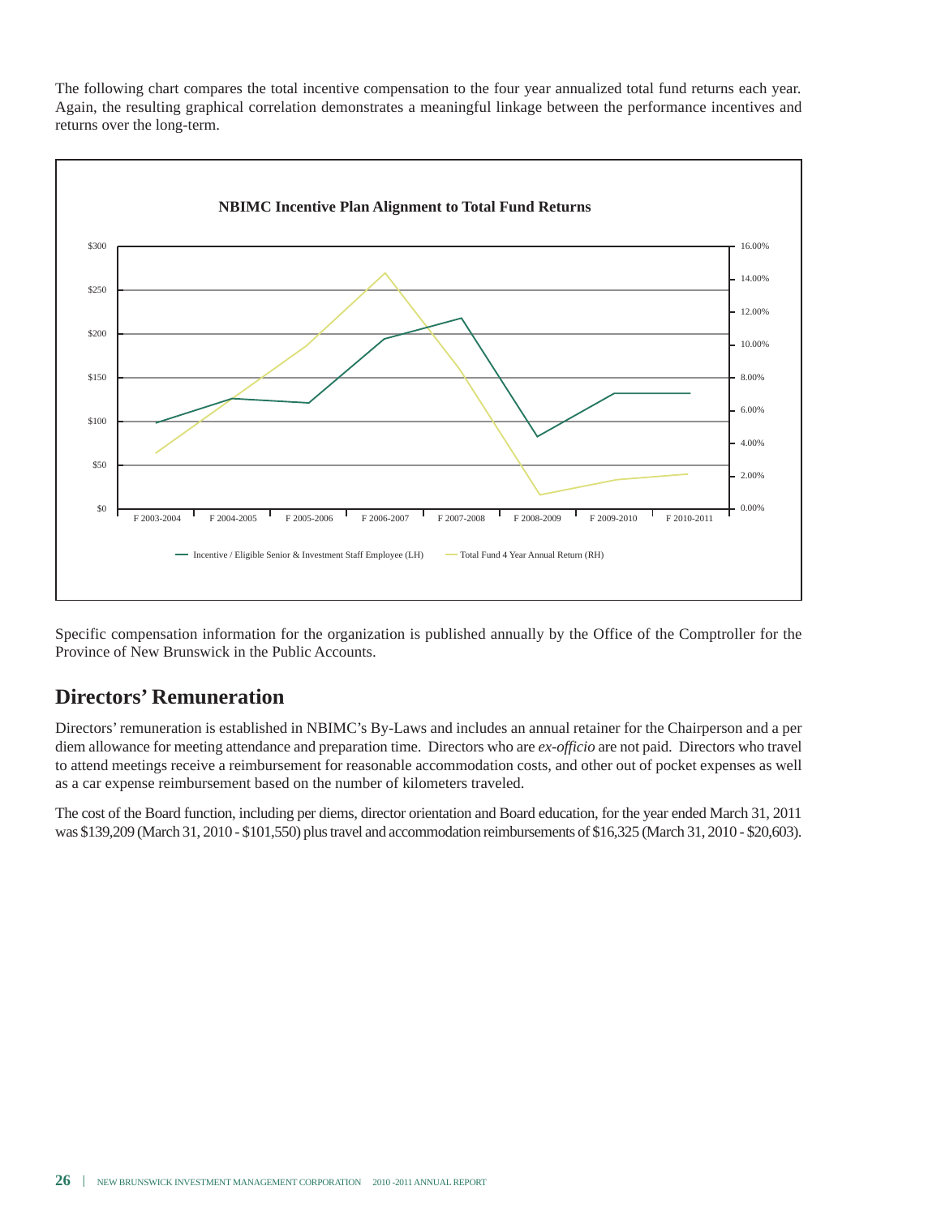The following chart compares the total incentive compensation to the four year annualized total fund returns each year. Again, the resulting graphical correlation demonstrates a meaningful linkage between the performance incentives and returns over the long-term.

**NBIMC Incentive Plan Alignment to Total Fund Returns**

Specific compensation information for the organization is published annually by the Office of the Comptroller for the Province of New Brunswick in the Public Accounts.

## Directors' Remuneration

Directors' remuneration is established in NBIMC's By-Laws and includes an annual retainer for the Chairperson and a per diem allowance for meeting attendance and preparation time. Directors who are *ex-officio* are not paid. Directors who travel to attend meetings receive a reimbursement for reasonable accommodation costs, and other out of pocket expenses as well as a car expense reimbursement based on the number of kilometers traveled.

The cost of the Board function, including per diems, director orientation and Board education, for the year ended March 31, 2011 was $139,209 (March 31, 2010 - $101,550) plus travel and accommodation reimbursements of $16,325 (March 31, 2010 - $20,603).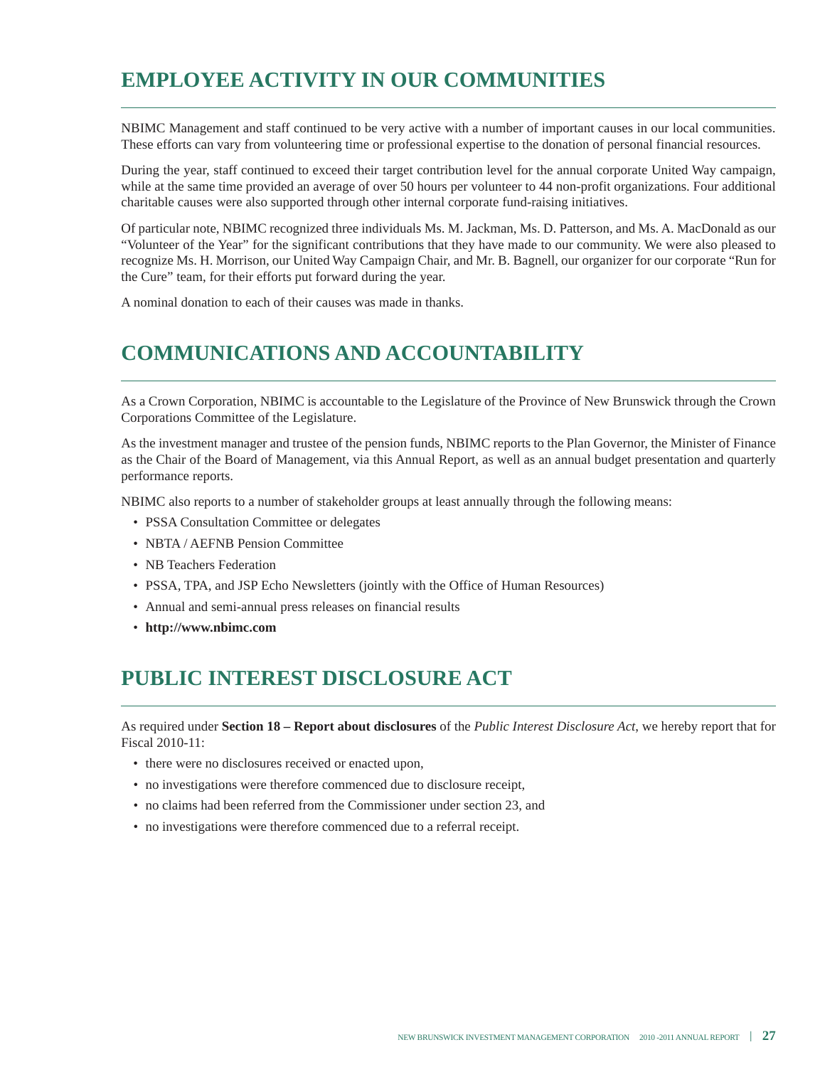# EMPLOYEE ACTIVITY IN OUR COMMUNITIES

NBIMC Management and staff continued to be very active with a number of important causes in our local communities. These efforts can vary from volunteering time or professional expertise to the donation of personal financial resources.

During the year, staff continued to exceed their target contribution level for the annual corporate United Way campaign, while at the same time provided an average of over 50 hours per volunteer to 44 non-profit organizations. Four additional charitable causes were also supported through other internal corporate fund-raising initiatives.

Of particular note, NBIMC recognized three individuals Ms. M. Jackman, Ms. D. Patterson, and Ms. A. MacDonald as our "Volunteer of the Year" for the significant contributions that they have made to our community. We were also pleased to recognize Ms. H. Morrison, our United Way Campaign Chair, and Mr. B. Bagnell, our organizer for our corporate "Run for the Cure" team, for their efforts put forward during the year.

A nominal donation to each of their causes was made in thanks.

# COMMUNICATIONS AND ACCOUNTABILITY

As a Crown Corporation, NBIMC is accountable to the Legislature of the Province of New Brunswick through the Crown Corporations Committee of the Legislature.

As the investment manager and trustee of the pension funds, NBIMC reports to the Plan Governor, the Minister of Finance as the Chair of the Board of Management, via this Annual Report, as well as an annual budget presentation and quarterly performance reports.

NBIMC also reports to a number of stakeholder groups at least annually through the following means:

- PSSA Consultation Committee or delegates
- NBTA / AEFNB Pension Committee
- NB Teachers Federation
- PSSA, TPA, and JSP Echo Newsletters (jointly with the Office of Human Resources)
- Annual and semi-annual press releases on financial results
- **http://www.nbimc.com**

# PUBLIC INTEREST DISCLOSURE ACT

As required under **Section 18 – Report about disclosures** of the *Public Interest Disclosure Act*, we hereby report that for Fiscal 2010-11:

- there were no disclosures received or enacted upon,
- no investigations were therefore commenced due to disclosure receipt,
- no claims had been referred from the Commissioner under section 23, and
- no investigations were therefore commenced due to a referral receipt.